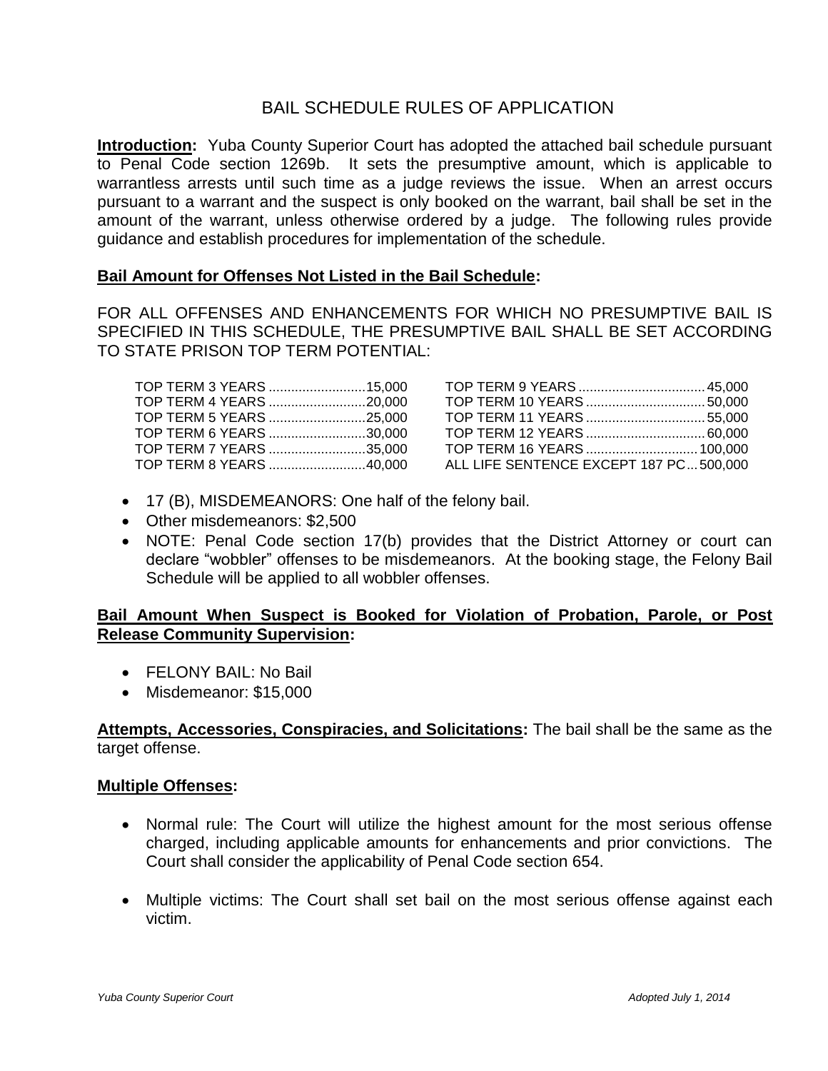# BAIL SCHEDULE RULES OF APPLICATION

**Introduction:** Yuba County Superior Court has adopted the attached bail schedule pursuant to Penal Code section 1269b. It sets the presumptive amount, which is applicable to warrantless arrests until such time as a judge reviews the issue. When an arrest occurs pursuant to a warrant and the suspect is only booked on the warrant, bail shall be set in the amount of the warrant, unless otherwise ordered by a judge. The following rules provide guidance and establish procedures for implementation of the schedule.

**Bail Amount for Offenses Not Listed in the Bail Schedule:**

FOR ALL OFFENSES AND ENHANCEMENTS FOR WHICH NO PRESUMPTIVE BAIL IS SPECIFIED IN THIS SCHEDULE, THE PRESUMPTIVE BAIL SHALL BE SET ACCORDING TO STATE PRISON TOP TERM POTENTIAL:

| | | | |
|---|---|---|---|
| TOP TERM 3 YEARS | 15,000 | TOP TERM 9 YEARS | 45,000 |
| TOP TERM 4 YEARS | 20,000 | TOP TERM 10 YEARS | 50,000 |
| TOP TERM 5 YEARS | 25,000 | TOP TERM 11 YEARS | 55,000 |
| TOP TERM 6 YEARS | 30,000 | TOP TERM 12 YEARS | 60,000 |
| TOP TERM 7 YEARS | 35,000 | TOP TERM 16 YEARS | 100,000 |
| TOP TERM 8 YEARS | 40,000 | ALL LIFE SENTENCE EXCEPT 187 PC | 500,000 |

- 17 (B), MISDEMEANORS: One half of the felony bail.
- Other misdemeanors: $2,500
- NOTE: Penal Code section 17(b) provides that the District Attorney or court can declare "wobbler" offenses to be misdemeanors. At the booking stage, the Felony Bail Schedule will be applied to all wobbler offenses.

**Bail Amount When Suspect is Booked for Violation of Probation, Parole, or Post Release Community Supervision:**

- FELONY BAIL: No Bail
- Misdemeanor: $15,000

**Attempts, Accessories, Conspiracies, and Solicitations:** The bail shall be the same as the target offense.

**Multiple Offenses:**

- Normal rule: The Court will utilize the highest amount for the most serious offense charged, including applicable amounts for enhancements and prior convictions. The Court shall consider the applicability of Penal Code section 654.
- Multiple victims: The Court shall set bail on the most serious offense against each victim.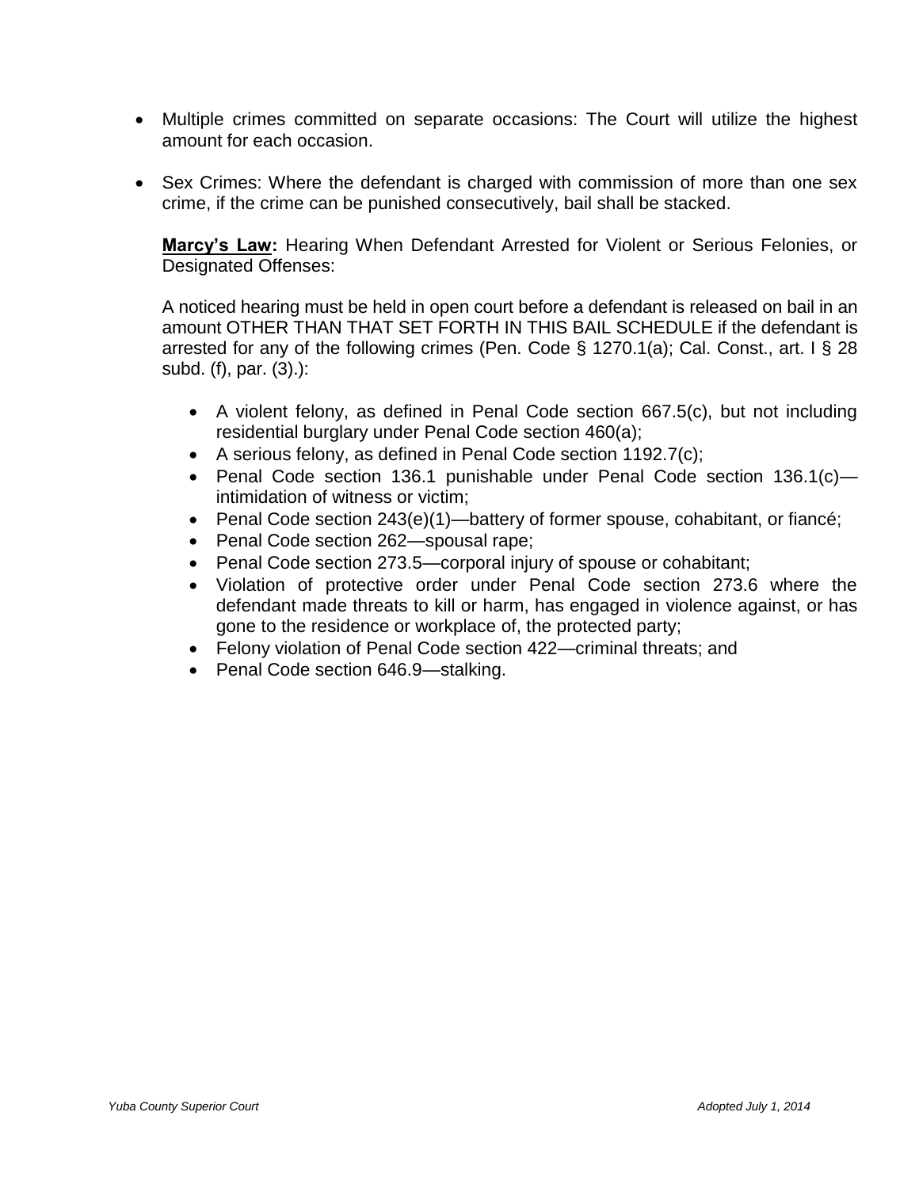- Multiple crimes committed on separate occasions: The Court will utilize the highest amount for each occasion.

- Sex Crimes: Where the defendant is charged with commission of more than one sex crime, if the crime can be punished consecutively, bail shall be stacked.

  **Marcy's Law:** Hearing When Defendant Arrested for Violent or Serious Felonies, or Designated Offenses:

  A noticed hearing must be held in open court before a defendant is released on bail in an amount OTHER THAN THAT SET FORTH IN THIS BAIL SCHEDULE if the defendant is arrested for any of the following crimes (Pen. Code § 1270.1(a); Cal. Const., art. I § 28 subd. (f), par. (3).):

  - A violent felony, as defined in Penal Code section 667.5(c), but not including residential burglary under Penal Code section 460(a);
  - A serious felony, as defined in Penal Code section 1192.7(c);
  - Penal Code section 136.1 punishable under Penal Code section 136.1(c)—intimidation of witness or victim;
  - Penal Code section 243(e)(1)—battery of former spouse, cohabitant, or fiancé;
  - Penal Code section 262—spousal rape;
  - Penal Code section 273.5—corporal injury of spouse or cohabitant;
  - Violation of protective order under Penal Code section 273.6 where the defendant made threats to kill or harm, has engaged in violence against, or has gone to the residence or workplace of, the protected party;
  - Felony violation of Penal Code section 422—criminal threats; and
  - Penal Code section 646.9—stalking.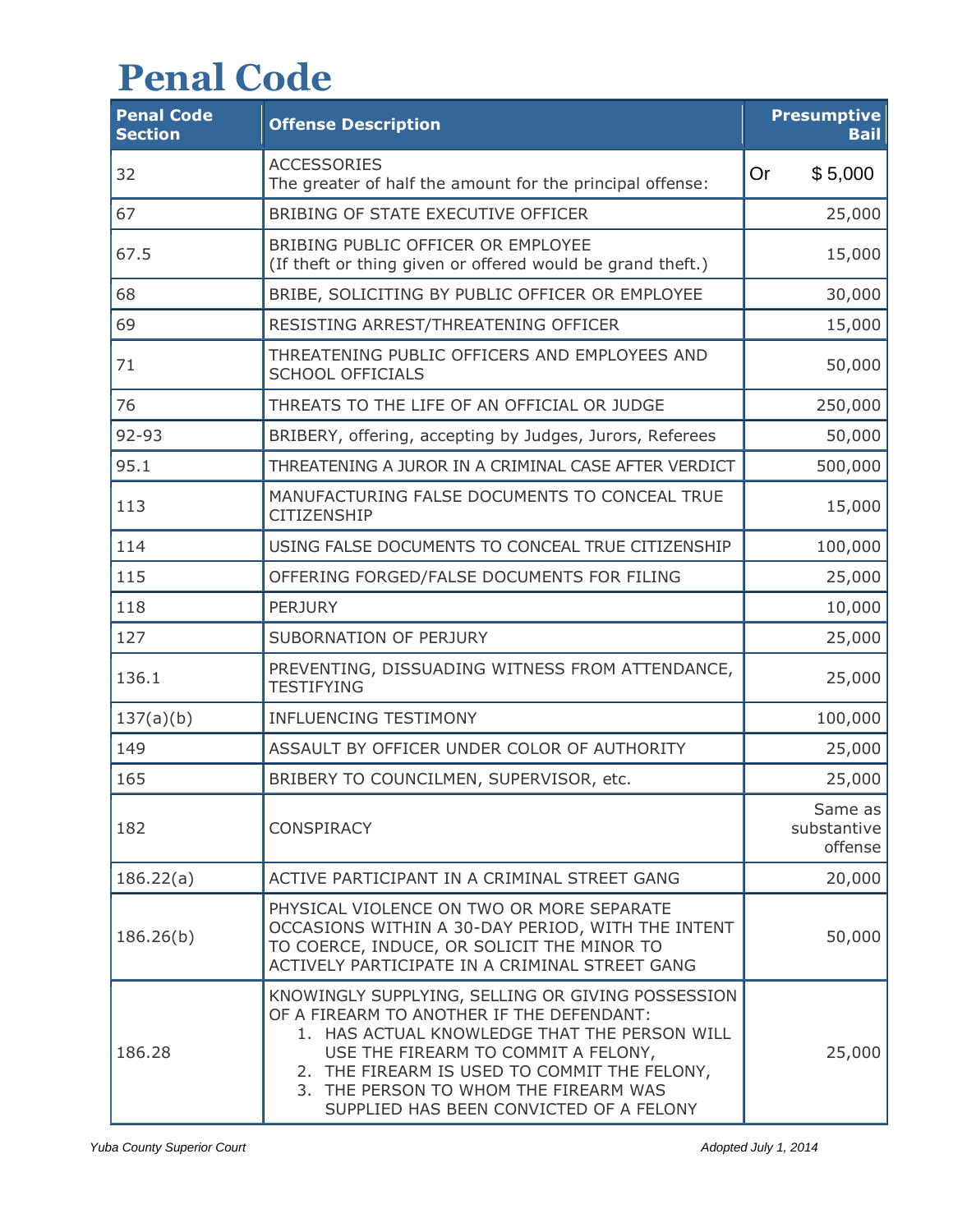# Penal Code

| Penal Code Section | Offense Description | Presumptive Bail |
|---|---|---|
| 32 | ACCESSORIES<br>The greater of half the amount for the principal offense: | Or $ 5,000 |
| 67 | BRIBING OF STATE EXECUTIVE OFFICER | 25,000 |
| 67.5 | BRIBING PUBLIC OFFICER OR EMPLOYEE<br>(If theft or thing given or offered would be grand theft.) | 15,000 |
| 68 | BRIBE, SOLICITING BY PUBLIC OFFICER OR EMPLOYEE | 30,000 |
| 69 | RESISTING ARREST/THREATENING OFFICER | 15,000 |
| 71 | THREATENING PUBLIC OFFICERS AND EMPLOYEES AND SCHOOL OFFICIALS | 50,000 |
| 76 | THREATS TO THE LIFE OF AN OFFICIAL OR JUDGE | 250,000 |
| 92-93 | BRIBERY, offering, accepting by Judges, Jurors, Referees | 50,000 |
| 95.1 | THREATENING A JUROR IN A CRIMINAL CASE AFTER VERDICT | 500,000 |
| 113 | MANUFACTURING FALSE DOCUMENTS TO CONCEAL TRUE CITIZENSHIP | 15,000 |
| 114 | USING FALSE DOCUMENTS TO CONCEAL TRUE CITIZENSHIP | 100,000 |
| 115 | OFFERING FORGED/FALSE DOCUMENTS FOR FILING | 25,000 |
| 118 | PERJURY | 10,000 |
| 127 | SUBORNATION OF PERJURY | 25,000 |
| 136.1 | PREVENTING, DISSUADING WITNESS FROM ATTENDANCE, TESTIFYING | 25,000 |
| 137(a)(b) | INFLUENCING TESTIMONY | 100,000 |
| 149 | ASSAULT BY OFFICER UNDER COLOR OF AUTHORITY | 25,000 |
| 165 | BRIBERY TO COUNCILMEN, SUPERVISOR, etc. | 25,000 |
| 182 | CONSPIRACY | Same as substantive offense |
| 186.22(a) | ACTIVE PARTICIPANT IN A CRIMINAL STREET GANG | 20,000 |
| 186.26(b) | PHYSICAL VIOLENCE ON TWO OR MORE SEPARATE OCCASIONS WITHIN A 30-DAY PERIOD, WITH THE INTENT TO COERCE, INDUCE, OR SOLICIT THE MINOR TO ACTIVELY PARTICIPATE IN A CRIMINAL STREET GANG | 50,000 |
| 186.28 | KNOWINGLY SUPPLYING, SELLING OR GIVING POSSESSION OF A FIREARM TO ANOTHER IF THE DEFENDANT:<br>1. HAS ACTUAL KNOWLEDGE THAT THE PERSON WILL USE THE FIREARM TO COMMIT A FELONY,<br>2. THE FIREARM IS USED TO COMMIT THE FELONY,<br>3. THE PERSON TO WHOM THE FIREARM WAS SUPPLIED HAS BEEN CONVICTED OF A FELONY | 25,000 |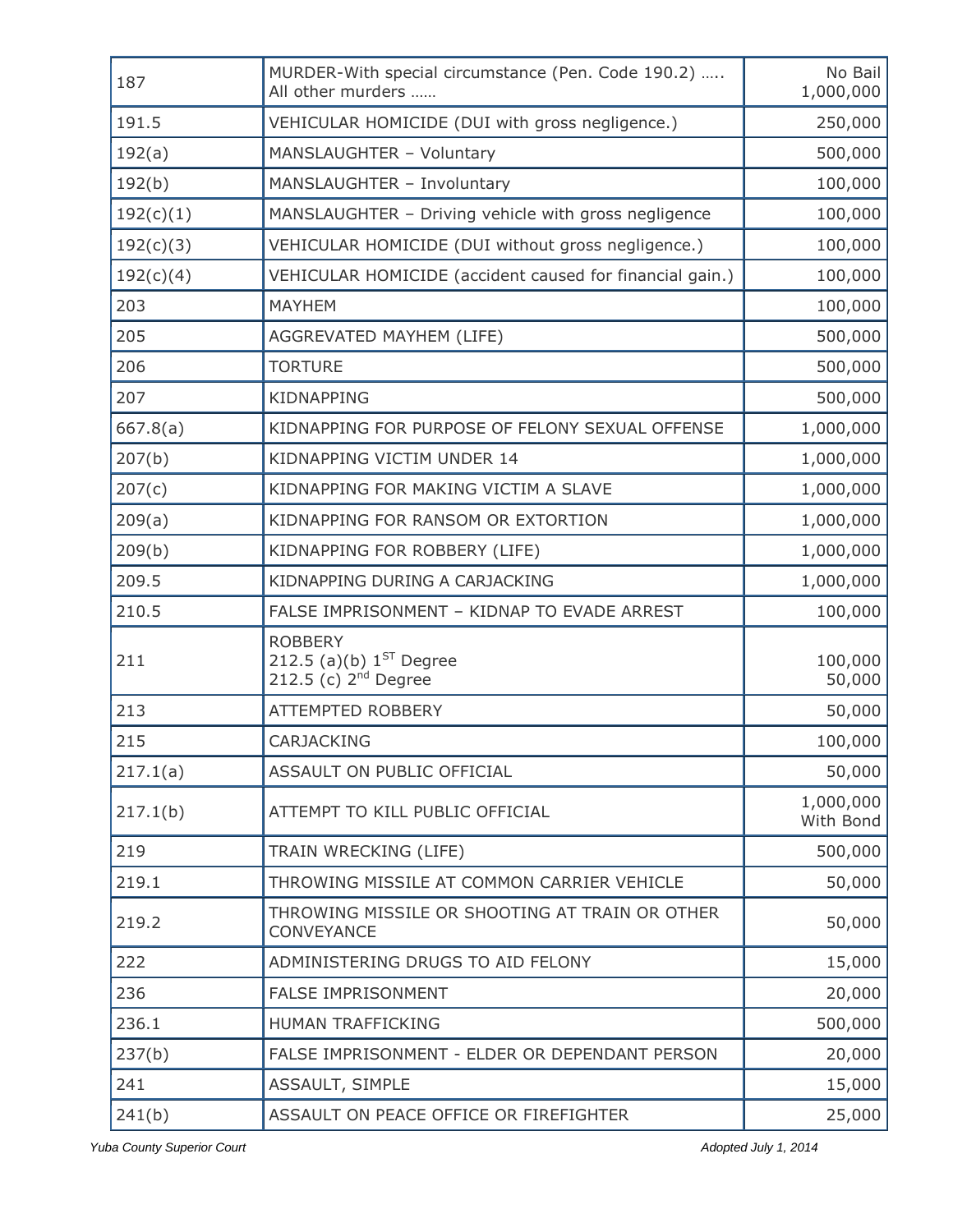| | | |
|---|---|---|
| 187 | MURDER-With special circumstance (Pen. Code 190.2) …..<br>All other murders …… | No Bail<br>1,000,000 |
| 191.5 | VEHICULAR HOMICIDE (DUI with gross negligence.) | 250,000 |
| 192(a) | MANSLAUGHTER – Voluntary | 500,000 |
| 192(b) | MANSLAUGHTER – Involuntary | 100,000 |
| 192(c)(1) | MANSLAUGHTER – Driving vehicle with gross negligence | 100,000 |
| 192(c)(3) | VEHICULAR HOMICIDE (DUI without gross negligence.) | 100,000 |
| 192(c)(4) | VEHICULAR HOMICIDE (accident caused for financial gain.) | 100,000 |
| 203 | MAYHEM | 100,000 |
| 205 | AGGREVATED MAYHEM (LIFE) | 500,000 |
| 206 | TORTURE | 500,000 |
| 207 | KIDNAPPING | 500,000 |
| 667.8(a) | KIDNAPPING FOR PURPOSE OF FELONY SEXUAL OFFENSE | 1,000,000 |
| 207(b) | KIDNAPPING VICTIM UNDER 14 | 1,000,000 |
| 207(c) | KIDNAPPING FOR MAKING VICTIM A SLAVE | 1,000,000 |
| 209(a) | KIDNAPPING FOR RANSOM OR EXTORTION | 1,000,000 |
| 209(b) | KIDNAPPING FOR ROBBERY (LIFE) | 1,000,000 |
| 209.5 | KIDNAPPING DURING A CARJACKING | 1,000,000 |
| 210.5 | FALSE IMPRISONMENT – KIDNAP TO EVADE ARREST | 100,000 |
| 211 | ROBBERY<br>212.5 (a)(b) 1ST Degree<br>212.5 (c) 2nd Degree | <br>100,000<br>50,000 |
| 213 | ATTEMPTED ROBBERY | 50,000 |
| 215 | CARJACKING | 100,000 |
| 217.1(a) | ASSAULT ON PUBLIC OFFICIAL | 50,000 |
| 217.1(b) | ATTEMPT TO KILL PUBLIC OFFICIAL | 1,000,000<br>With Bond |
| 219 | TRAIN WRECKING (LIFE) | 500,000 |
| 219.1 | THROWING MISSILE AT COMMON CARRIER VEHICLE | 50,000 |
| 219.2 | THROWING MISSILE OR SHOOTING AT TRAIN OR OTHER CONVEYANCE | 50,000 |
| 222 | ADMINISTERING DRUGS TO AID FELONY | 15,000 |
| 236 | FALSE IMPRISONMENT | 20,000 |
| 236.1 | HUMAN TRAFFICKING | 500,000 |
| 237(b) | FALSE IMPRISONMENT - ELDER OR DEPENDANT PERSON | 20,000 |
| 241 | ASSAULT, SIMPLE | 15,000 |
| 241(b) | ASSAULT ON PEACE OFFICE OR FIREFIGHTER | 25,000 |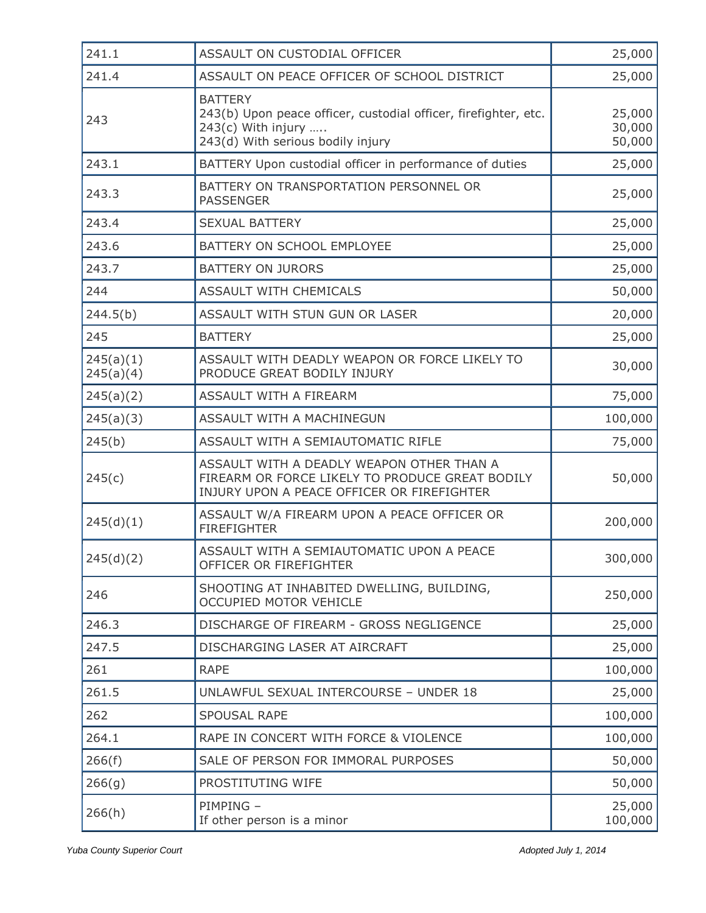| | | |
|---|---|---|
| 241.1 | ASSAULT ON CUSTODIAL OFFICER | 25,000 |
| 241.4 | ASSAULT ON PEACE OFFICER OF SCHOOL DISTRICT | 25,000 |
| 243 | BATTERY<br>243(b) Upon peace officer, custodial officer, firefighter, etc.<br>243(c) With injury …..<br>243(d) With serious bodily injury | 25,000<br>30,000<br>50,000 |
| 243.1 | BATTERY Upon custodial officer in performance of duties | 25,000 |
| 243.3 | BATTERY ON TRANSPORTATION PERSONNEL OR PASSENGER | 25,000 |
| 243.4 | SEXUAL BATTERY | 25,000 |
| 243.6 | BATTERY ON SCHOOL EMPLOYEE | 25,000 |
| 243.7 | BATTERY ON JURORS | 25,000 |
| 244 | ASSAULT WITH CHEMICALS | 50,000 |
| 244.5(b) | ASSAULT WITH STUN GUN OR LASER | 20,000 |
| 245 | BATTERY | 25,000 |
| 245(a)(1)<br>245(a)(4) | ASSAULT WITH DEADLY WEAPON OR FORCE LIKELY TO PRODUCE GREAT BODILY INJURY | 30,000 |
| 245(a)(2) | ASSAULT WITH A FIREARM | 75,000 |
| 245(a)(3) | ASSAULT WITH A MACHINEGUN | 100,000 |
| 245(b) | ASSAULT WITH A SEMIAUTOMATIC RIFLE | 75,000 |
| 245(c) | ASSAULT WITH A DEADLY WEAPON OTHER THAN A FIREARM OR FORCE LIKELY TO PRODUCE GREAT BODILY INJURY UPON A PEACE OFFICER OR FIREFIGHTER | 50,000 |
| 245(d)(1) | ASSAULT W/A FIREARM UPON A PEACE OFFICER OR FIREFIGHTER | 200,000 |
| 245(d)(2) | ASSAULT WITH A SEMIAUTOMATIC UPON A PEACE OFFICER OR FIREFIGHTER | 300,000 |
| 246 | SHOOTING AT INHABITED DWELLING, BUILDING, OCCUPIED MOTOR VEHICLE | 250,000 |
| 246.3 | DISCHARGE OF FIREARM - GROSS NEGLIGENCE | 25,000 |
| 247.5 | DISCHARGING LASER AT AIRCRAFT | 25,000 |
| 261 | RAPE | 100,000 |
| 261.5 | UNLAWFUL SEXUAL INTERCOURSE – UNDER 18 | 25,000 |
| 262 | SPOUSAL RAPE | 100,000 |
| 264.1 | RAPE IN CONCERT WITH FORCE & VIOLENCE | 100,000 |
| 266(f) | SALE OF PERSON FOR IMMORAL PURPOSES | 50,000 |
| 266(g) | PROSTITUTING WIFE | 50,000 |
| 266(h) | PIMPING –<br>If other person is a minor | 25,000<br>100,000 |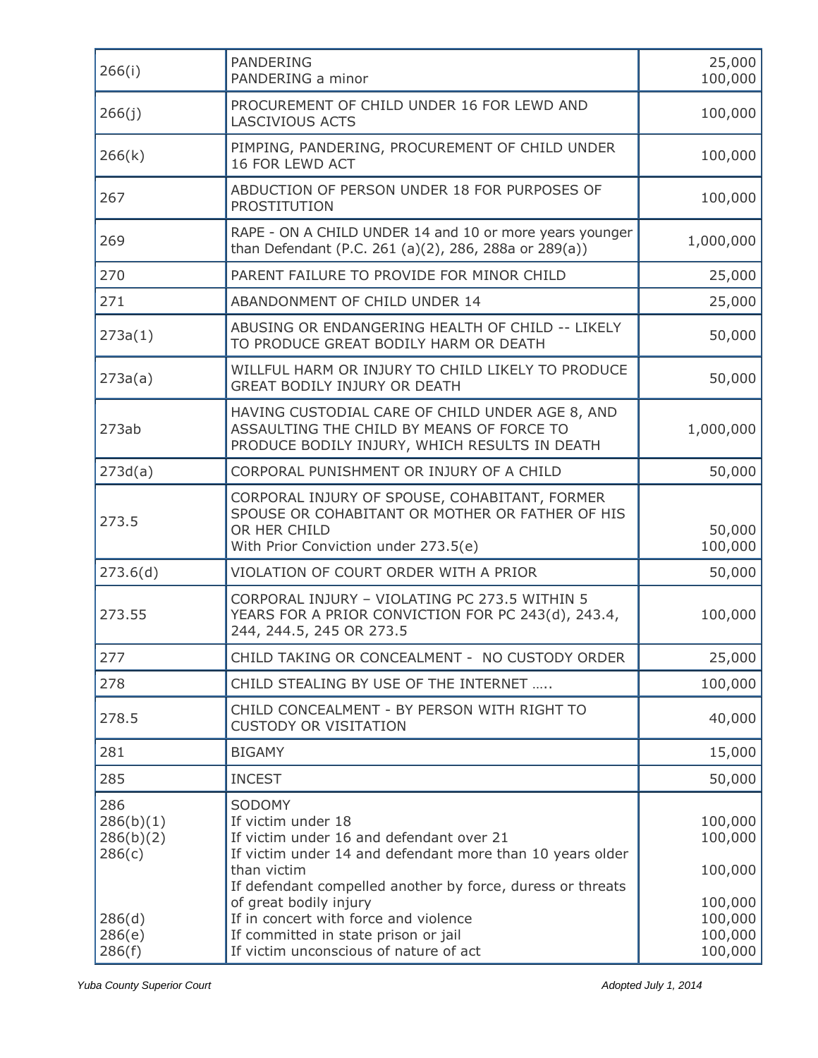| | | |
|---|---|---|
| 266(i) | PANDERING<br>PANDERING a minor | 25,000<br>100,000 |
| 266(j) | PROCUREMENT OF CHILD UNDER 16 FOR LEWD AND LASCIVIOUS ACTS | 100,000 |
| 266(k) | PIMPING, PANDERING, PROCUREMENT OF CHILD UNDER 16 FOR LEWD ACT | 100,000 |
| 267 | ABDUCTION OF PERSON UNDER 18 FOR PURPOSES OF PROSTITUTION | 100,000 |
| 269 | RAPE - ON A CHILD UNDER 14 and 10 or more years younger than Defendant (P.C. 261 (a)(2), 286, 288a or 289(a)) | 1,000,000 |
| 270 | PARENT FAILURE TO PROVIDE FOR MINOR CHILD | 25,000 |
| 271 | ABANDONMENT OF CHILD UNDER 14 | 25,000 |
| 273a(1) | ABUSING OR ENDANGERING HEALTH OF CHILD -- LIKELY TO PRODUCE GREAT BODILY HARM OR DEATH | 50,000 |
| 273a(a) | WILLFUL HARM OR INJURY TO CHILD LIKELY TO PRODUCE GREAT BODILY INJURY OR DEATH | 50,000 |
| 273ab | HAVING CUSTODIAL CARE OF CHILD UNDER AGE 8, AND ASSAULTING THE CHILD BY MEANS OF FORCE TO PRODUCE BODILY INJURY, WHICH RESULTS IN DEATH | 1,000,000 |
| 273d(a) | CORPORAL PUNISHMENT OR INJURY OF A CHILD | 50,000 |
| 273.5 | CORPORAL INJURY OF SPOUSE, COHABITANT, FORMER SPOUSE OR COHABITANT OR MOTHER OR FATHER OF HIS OR HER CHILD<br>With Prior Conviction under 273.5(e) | 50,000<br>100,000 |
| 273.6(d) | VIOLATION OF COURT ORDER WITH A PRIOR | 50,000 |
| 273.55 | CORPORAL INJURY – VIOLATING PC 273.5 WITHIN 5 YEARS FOR A PRIOR CONVICTION FOR PC 243(d), 243.4, 244, 244.5, 245 OR 273.5 | 100,000 |
| 277 | CHILD TAKING OR CONCEALMENT - NO CUSTODY ORDER | 25,000 |
| 278 | CHILD STEALING BY USE OF THE INTERNET ….. | 100,000 |
| 278.5 | CHILD CONCEALMENT - BY PERSON WITH RIGHT TO CUSTODY OR VISITATION | 40,000 |
| 281 | BIGAMY | 15,000 |
| 285 | INCEST | 50,000 |
| 286<br>286(b)(1)<br>286(b)(2)<br>286(c)<br><br>286(d)<br>286(e)<br>286(f) | SODOMY<br>If victim under 18<br>If victim under 16 and defendant over 21<br>If victim under 14 and defendant more than 10 years older than victim<br>If defendant compelled another by force, duress or threats of great bodily injury<br>If in concert with force and violence<br>If committed in state prison or jail<br>If victim unconscious of nature of act | <br>100,000<br>100,000<br>100,000<br>100,000<br>100,000<br>100,000<br>100,000 |

*Yuba County Superior Court* *Adopted July 1, 2014*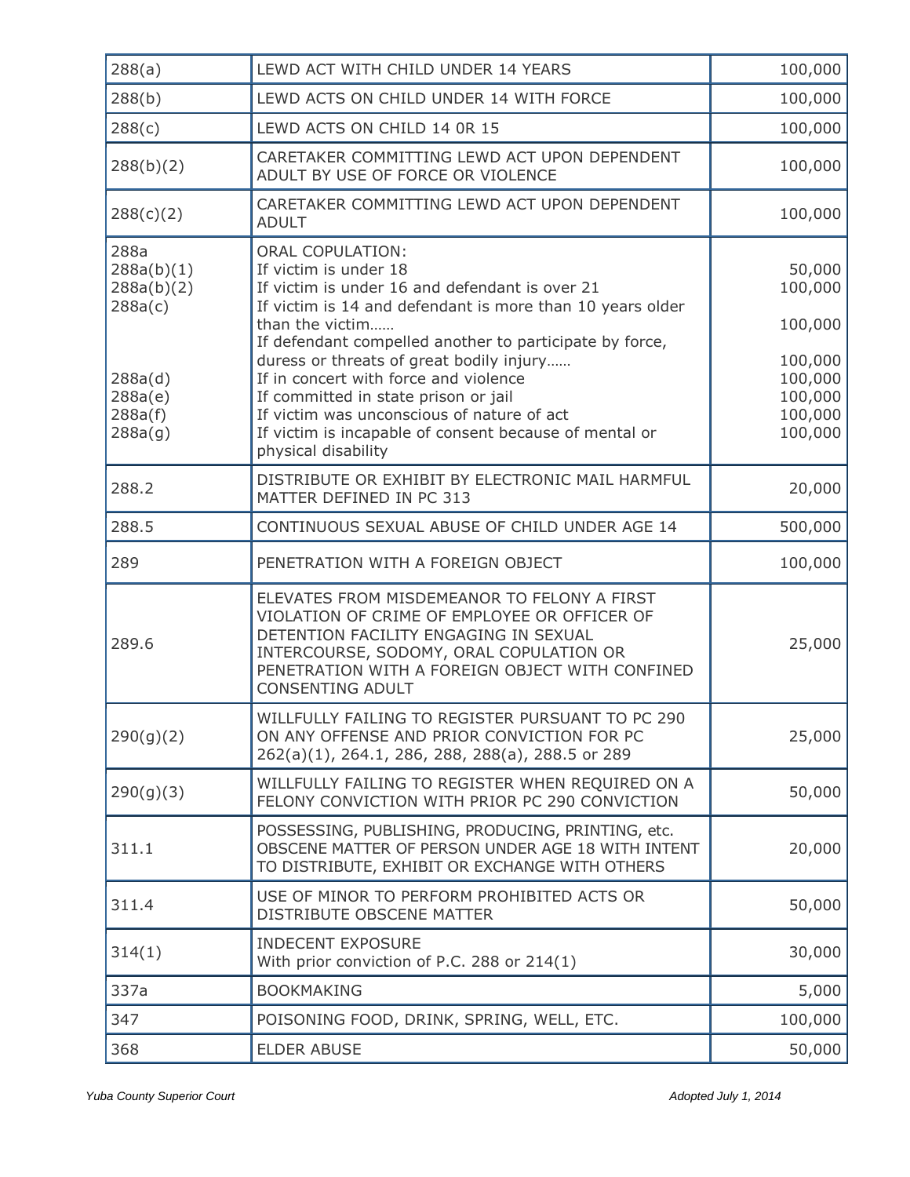| | | |
|---|---|---|
| 288(a) | LEWD ACT WITH CHILD UNDER 14 YEARS | 100,000 |
| 288(b) | LEWD ACTS ON CHILD UNDER 14 WITH FORCE | 100,000 |
| 288(c) | LEWD ACTS ON CHILD 14 0R 15 | 100,000 |
| 288(b)(2) | CARETAKER COMMITTING LEWD ACT UPON DEPENDENT ADULT BY USE OF FORCE OR VIOLENCE | 100,000 |
| 288(c)(2) | CARETAKER COMMITTING LEWD ACT UPON DEPENDENT ADULT | 100,000 |
| 288a<br>288a(b)(1)<br>288a(b)(2)<br>288a(c)<br><br><br><br>288a(d)<br>288a(e)<br>288a(f)<br>288a(g) | ORAL COPULATION:<br>If victim is under 18<br>If victim is under 16 and defendant is over 21<br>If victim is 14 and defendant is more than 10 years older than the victim……<br>If defendant compelled another to participate by force, duress or threats of great bodily injury……<br>If in concert with force and violence<br>If committed in state prison or jail<br>If victim was unconscious of nature of act<br>If victim is incapable of consent because of mental or physical disability | <br>50,000<br>100,000<br><br>100,000<br><br>100,000<br>100,000<br>100,000<br>100,000<br>100,000 |
| 288.2 | DISTRIBUTE OR EXHIBIT BY ELECTRONIC MAIL HARMFUL MATTER DEFINED IN PC 313 | 20,000 |
| 288.5 | CONTINUOUS SEXUAL ABUSE OF CHILD UNDER AGE 14 | 500,000 |
| 289 | PENETRATION WITH A FOREIGN OBJECT | 100,000 |
| 289.6 | ELEVATES FROM MISDEMEANOR TO FELONY A FIRST VIOLATION OF CRIME OF EMPLOYEE OR OFFICER OF DETENTION FACILITY ENGAGING IN SEXUAL INTERCOURSE, SODOMY, ORAL COPULATION OR PENETRATION WITH A FOREIGN OBJECT WITH CONFINED CONSENTING ADULT | 25,000 |
| 290(g)(2) | WILLFULLY FAILING TO REGISTER PURSUANT TO PC 290 ON ANY OFFENSE AND PRIOR CONVICTION FOR PC 262(a)(1), 264.1, 286, 288, 288(a), 288.5 or 289 | 25,000 |
| 290(g)(3) | WILLFULLY FAILING TO REGISTER WHEN REQUIRED ON A FELONY CONVICTION WITH PRIOR PC 290 CONVICTION | 50,000 |
| 311.1 | POSSESSING, PUBLISHING, PRODUCING, PRINTING, etc. OBSCENE MATTER OF PERSON UNDER AGE 18 WITH INTENT TO DISTRIBUTE, EXHIBIT OR EXCHANGE WITH OTHERS | 20,000 |
| 311.4 | USE OF MINOR TO PERFORM PROHIBITED ACTS OR DISTRIBUTE OBSCENE MATTER | 50,000 |
| 314(1) | INDECENT EXPOSURE<br>With prior conviction of P.C. 288 or 214(1) | 30,000 |
| 337a | BOOKMAKING | 5,000 |
| 347 | POISONING FOOD, DRINK, SPRING, WELL, ETC. | 100,000 |
| 368 | ELDER ABUSE | 50,000 |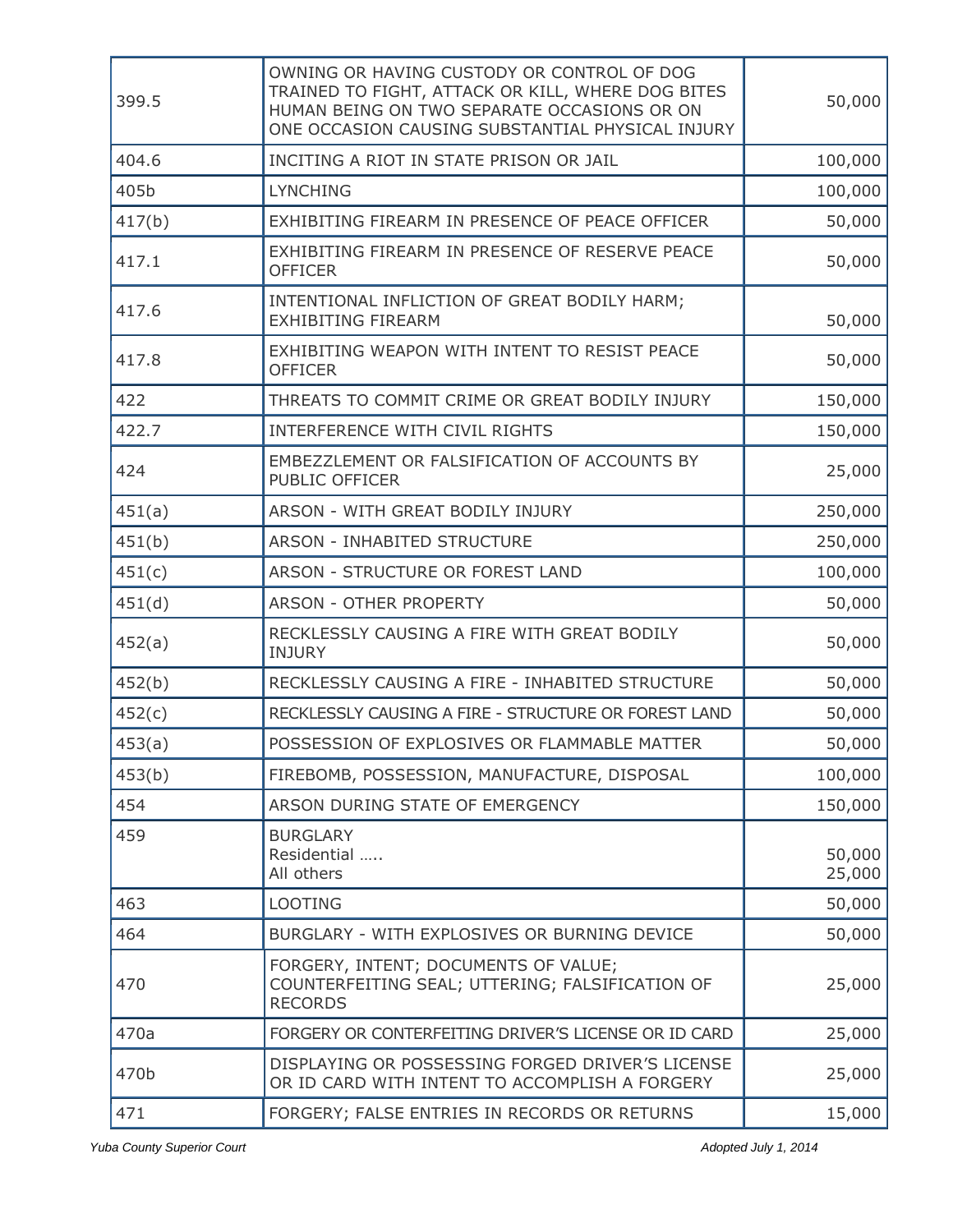| | | |
|---|---|---|
| 399.5 | OWNING OR HAVING CUSTODY OR CONTROL OF DOG TRAINED TO FIGHT, ATTACK OR KILL, WHERE DOG BITES HUMAN BEING ON TWO SEPARATE OCCASIONS OR ON ONE OCCASION CAUSING SUBSTANTIAL PHYSICAL INJURY | 50,000 |
| 404.6 | INCITING A RIOT IN STATE PRISON OR JAIL | 100,000 |
| 405b | LYNCHING | 100,000 |
| 417(b) | EXHIBITING FIREARM IN PRESENCE OF PEACE OFFICER | 50,000 |
| 417.1 | EXHIBITING FIREARM IN PRESENCE OF RESERVE PEACE OFFICER | 50,000 |
| 417.6 | INTENTIONAL INFLICTION OF GREAT BODILY HARM; EXHIBITING FIREARM | 50,000 |
| 417.8 | EXHIBITING WEAPON WITH INTENT TO RESIST PEACE OFFICER | 50,000 |
| 422 | THREATS TO COMMIT CRIME OR GREAT BODILY INJURY | 150,000 |
| 422.7 | INTERFERENCE WITH CIVIL RIGHTS | 150,000 |
| 424 | EMBEZZLEMENT OR FALSIFICATION OF ACCOUNTS BY PUBLIC OFFICER | 25,000 |
| 451(a) | ARSON - WITH GREAT BODILY INJURY | 250,000 |
| 451(b) | ARSON - INHABITED STRUCTURE | 250,000 |
| 451(c) | ARSON - STRUCTURE OR FOREST LAND | 100,000 |
| 451(d) | ARSON - OTHER PROPERTY | 50,000 |
| 452(a) | RECKLESSLY CAUSING A FIRE WITH GREAT BODILY INJURY | 50,000 |
| 452(b) | RECKLESSLY CAUSING A FIRE - INHABITED STRUCTURE | 50,000 |
| 452(c) | RECKLESSLY CAUSING A FIRE - STRUCTURE OR FOREST LAND | 50,000 |
| 453(a) | POSSESSION OF EXPLOSIVES OR FLAMMABLE MATTER | 50,000 |
| 453(b) | FIREBOMB, POSSESSION, MANUFACTURE, DISPOSAL | 100,000 |
| 454 | ARSON DURING STATE OF EMERGENCY | 150,000 |
| 459 | BURGLARY<br>Residential …..<br>All others | <br>50,000<br>25,000 |
| 463 | LOOTING | 50,000 |
| 464 | BURGLARY - WITH EXPLOSIVES OR BURNING DEVICE | 50,000 |
| 470 | FORGERY, INTENT; DOCUMENTS OF VALUE; COUNTERFEITING SEAL; UTTERING; FALSIFICATION OF RECORDS | 25,000 |
| 470a | FORGERY OR CONTERFEITING DRIVER'S LICENSE OR ID CARD | 25,000 |
| 470b | DISPLAYING OR POSSESSING FORGED DRIVER'S LICENSE OR ID CARD WITH INTENT TO ACCOMPLISH A FORGERY | 25,000 |
| 471 | FORGERY; FALSE ENTRIES IN RECORDS OR RETURNS | 15,000 |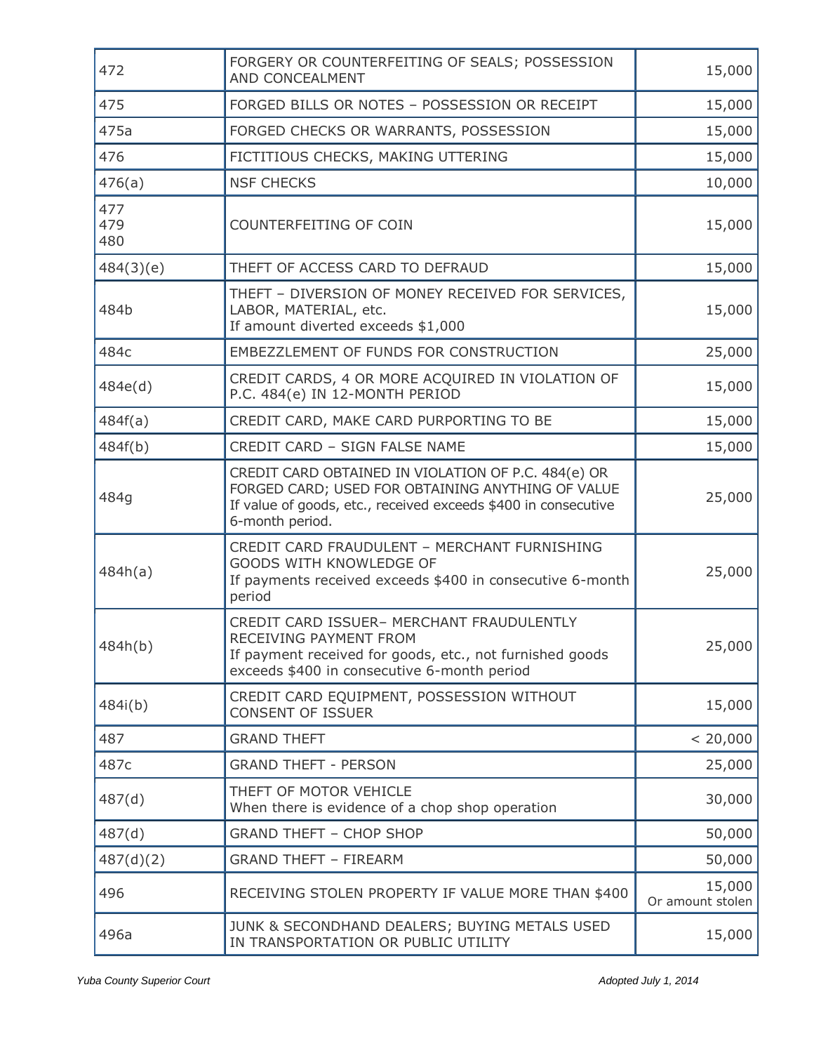| | | |
|---|---|---|
| 472 | FORGERY OR COUNTERFEITING OF SEALS; POSSESSION AND CONCEALMENT | 15,000 |
| 475 | FORGED BILLS OR NOTES – POSSESSION OR RECEIPT | 15,000 |
| 475a | FORGED CHECKS OR WARRANTS, POSSESSION | 15,000 |
| 476 | FICTITIOUS CHECKS, MAKING UTTERING | 15,000 |
| 476(a) | NSF CHECKS | 10,000 |
| 477<br>479<br>480 | COUNTERFEITING OF COIN | 15,000 |
| 484(3)(e) | THEFT OF ACCESS CARD TO DEFRAUD | 15,000 |
| 484b | THEFT – DIVERSION OF MONEY RECEIVED FOR SERVICES, LABOR, MATERIAL, etc.<br>If amount diverted exceeds $1,000 | 15,000 |
| 484c | EMBEZZLEMENT OF FUNDS FOR CONSTRUCTION | 25,000 |
| 484e(d) | CREDIT CARDS, 4 OR MORE ACQUIRED IN VIOLATION OF P.C. 484(e) IN 12-MONTH PERIOD | 15,000 |
| 484f(a) | CREDIT CARD, MAKE CARD PURPORTING TO BE | 15,000 |
| 484f(b) | CREDIT CARD – SIGN FALSE NAME | 15,000 |
| 484g | CREDIT CARD OBTAINED IN VIOLATION OF P.C. 484(e) OR FORGED CARD; USED FOR OBTAINING ANYTHING OF VALUE<br>If value of goods, etc., received exceeds $400 in consecutive 6-month period. | 25,000 |
| 484h(a) | CREDIT CARD FRAUDULENT – MERCHANT FURNISHING GOODS WITH KNOWLEDGE OF<br>If payments received exceeds $400 in consecutive 6-month period | 25,000 |
| 484h(b) | CREDIT CARD ISSUER– MERCHANT FRAUDULENTLY RECEIVING PAYMENT FROM<br>If payment received for goods, etc., not furnished goods exceeds $400 in consecutive 6-month period | 25,000 |
| 484i(b) | CREDIT CARD EQUIPMENT, POSSESSION WITHOUT CONSENT OF ISSUER | 15,000 |
| 487 | GRAND THEFT | < 20,000 |
| 487c | GRAND THEFT - PERSON | 25,000 |
| 487(d) | THEFT OF MOTOR VEHICLE<br>When there is evidence of a chop shop operation | 30,000 |
| 487(d) | GRAND THEFT – CHOP SHOP | 50,000 |
| 487(d)(2) | GRAND THEFT – FIREARM | 50,000 |
| 496 | RECEIVING STOLEN PROPERTY IF VALUE MORE THAN $400 | 15,000<br>Or amount stolen |
| 496a | JUNK & SECONDHAND DEALERS; BUYING METALS USED IN TRANSPORTATION OR PUBLIC UTILITY | 15,000 |

*Yuba County Superior Court* *Adopted July 1, 2014*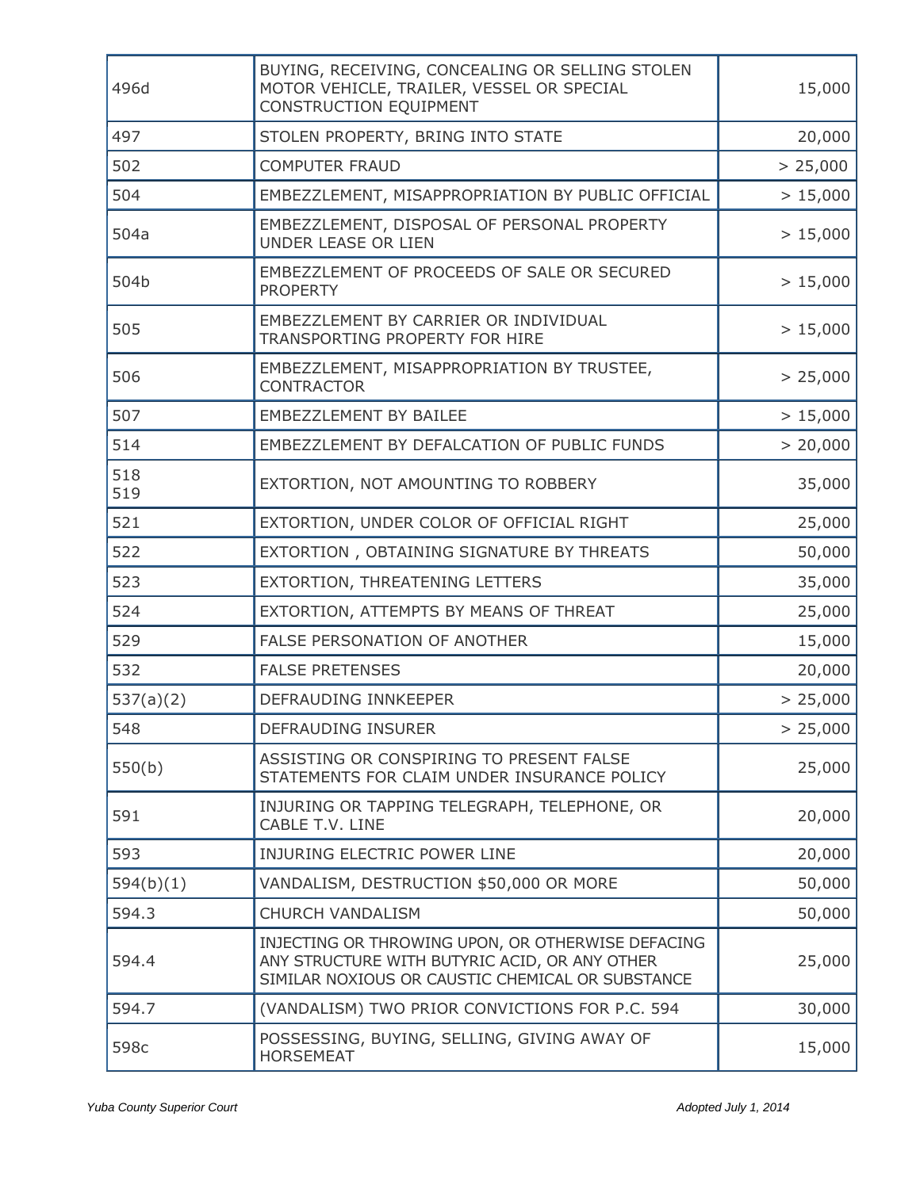| 496d | BUYING, RECEIVING, CONCEALING OR SELLING STOLEN MOTOR VEHICLE, TRAILER, VESSEL OR SPECIAL CONSTRUCTION EQUIPMENT | 15,000 |
|---|---|---|
| 497 | STOLEN PROPERTY, BRING INTO STATE | 20,000 |
| 502 | COMPUTER FRAUD | > 25,000 |
| 504 | EMBEZZLEMENT, MISAPPROPRIATION BY PUBLIC OFFICIAL | > 15,000 |
| 504a | EMBEZZLEMENT, DISPOSAL OF PERSONAL PROPERTY UNDER LEASE OR LIEN | > 15,000 |
| 504b | EMBEZZLEMENT OF PROCEEDS OF SALE OR SECURED PROPERTY | > 15,000 |
| 505 | EMBEZZLEMENT BY CARRIER OR INDIVIDUAL TRANSPORTING PROPERTY FOR HIRE | > 15,000 |
| 506 | EMBEZZLEMENT, MISAPPROPRIATION BY TRUSTEE, CONTRACTOR | > 25,000 |
| 507 | EMBEZZLEMENT BY BAILEE | > 15,000 |
| 514 | EMBEZZLEMENT BY DEFALCATION OF PUBLIC FUNDS | > 20,000 |
| 518 519 | EXTORTION, NOT AMOUNTING TO ROBBERY | 35,000 |
| 521 | EXTORTION, UNDER COLOR OF OFFICIAL RIGHT | 25,000 |
| 522 | EXTORTION , OBTAINING SIGNATURE BY THREATS | 50,000 |
| 523 | EXTORTION, THREATENING LETTERS | 35,000 |
| 524 | EXTORTION, ATTEMPTS BY MEANS OF THREAT | 25,000 |
| 529 | FALSE PERSONATION OF ANOTHER | 15,000 |
| 532 | FALSE PRETENSES | 20,000 |
| 537(a)(2) | DEFRAUDING INNKEEPER | > 25,000 |
| 548 | DEFRAUDING INSURER | > 25,000 |
| 550(b) | ASSISTING OR CONSPIRING TO PRESENT FALSE STATEMENTS FOR CLAIM UNDER INSURANCE POLICY | 25,000 |
| 591 | INJURING OR TAPPING TELEGRAPH, TELEPHONE, OR CABLE T.V. LINE | 20,000 |
| 593 | INJURING ELECTRIC POWER LINE | 20,000 |
| 594(b)(1) | VANDALISM, DESTRUCTION $50,000 OR MORE | 50,000 |
| 594.3 | CHURCH VANDALISM | 50,000 |
| 594.4 | INJECTING OR THROWING UPON, OR OTHERWISE DEFACING ANY STRUCTURE WITH BUTYRIC ACID, OR ANY OTHER SIMILAR NOXIOUS OR CAUSTIC CHEMICAL OR SUBSTANCE | 25,000 |
| 594.7 | (VANDALISM) TWO PRIOR CONVICTIONS FOR P.C. 594 | 30,000 |
| 598c | POSSESSING, BUYING, SELLING, GIVING AWAY OF HORSEMEAT | 15,000 |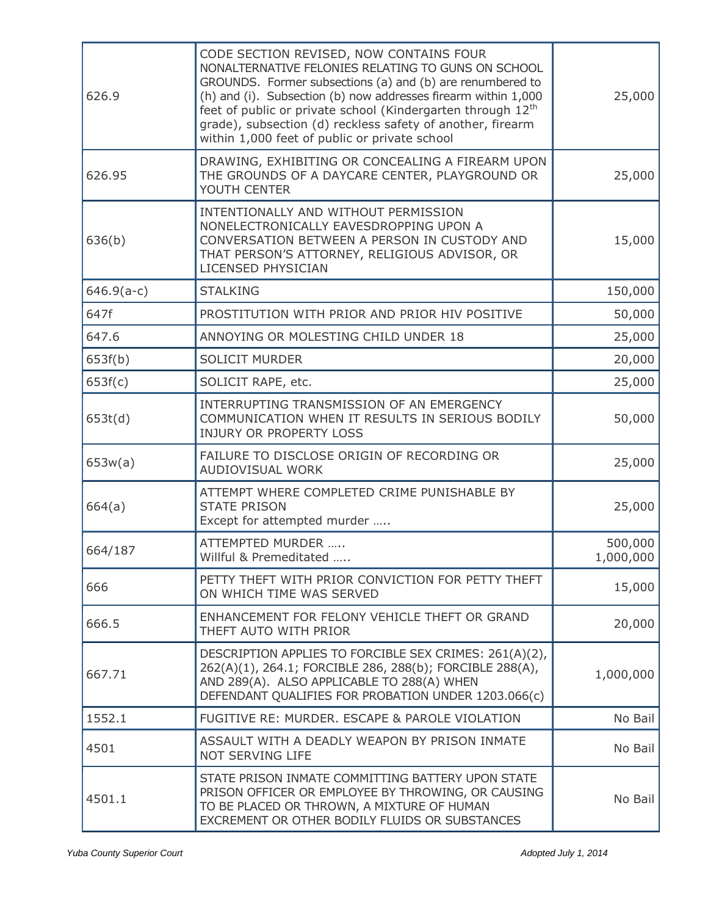| | | |
|---|---|---|
| 626.9 | CODE SECTION REVISED, NOW CONTAINS FOUR NONALTERNATIVE FELONIES RELATING TO GUNS ON SCHOOL GROUNDS. Former subsections (a) and (b) are renumbered to (h) and (i). Subsection (b) now addresses firearm within 1,000 feet of public or private school (Kindergarten through 12th grade), subsection (d) reckless safety of another, firearm within 1,000 feet of public or private school | 25,000 |
| 626.95 | DRAWING, EXHIBITING OR CONCEALING A FIREARM UPON THE GROUNDS OF A DAYCARE CENTER, PLAYGROUND OR YOUTH CENTER | 25,000 |
| 636(b) | INTENTIONALLY AND WITHOUT PERMISSION NONELECTRONICALLY EAVESDROPPING UPON A CONVERSATION BETWEEN A PERSON IN CUSTODY AND THAT PERSON'S ATTORNEY, RELIGIOUS ADVISOR, OR LICENSED PHYSICIAN | 15,000 |
| 646.9(a-c) | STALKING | 150,000 |
| 647f | PROSTITUTION WITH PRIOR AND PRIOR HIV POSITIVE | 50,000 |
| 647.6 | ANNOYING OR MOLESTING CHILD UNDER 18 | 25,000 |
| 653f(b) | SOLICIT MURDER | 20,000 |
| 653f(c) | SOLICIT RAPE, etc. | 25,000 |
| 653t(d) | INTERRUPTING TRANSMISSION OF AN EMERGENCY COMMUNICATION WHEN IT RESULTS IN SERIOUS BODILY INJURY OR PROPERTY LOSS | 50,000 |
| 653w(a) | FAILURE TO DISCLOSE ORIGIN OF RECORDING OR AUDIOVISUAL WORK | 25,000 |
| 664(a) | ATTEMPT WHERE COMPLETED CRIME PUNISHABLE BY STATE PRISON<br>Except for attempted murder ….. | 25,000 |
| 664/187 | ATTEMPTED MURDER …..<br>Willful & Premeditated ….. | 500,000<br>1,000,000 |
| 666 | PETTY THEFT WITH PRIOR CONVICTION FOR PETTY THEFT ON WHICH TIME WAS SERVED | 15,000 |
| 666.5 | ENHANCEMENT FOR FELONY VEHICLE THEFT OR GRAND THEFT AUTO WITH PRIOR | 20,000 |
| 667.71 | DESCRIPTION APPLIES TO FORCIBLE SEX CRIMES: 261(A)(2), 262(A)(1), 264.1; FORCIBLE 286, 288(b); FORCIBLE 288(A), AND 289(A). ALSO APPLICABLE TO 288(A) WHEN DEFENDANT QUALIFIES FOR PROBATION UNDER 1203.066(c) | 1,000,000 |
| 1552.1 | FUGITIVE RE: MURDER. ESCAPE & PAROLE VIOLATION | No Bail |
| 4501 | ASSAULT WITH A DEADLY WEAPON BY PRISON INMATE NOT SERVING LIFE | No Bail |
| 4501.1 | STATE PRISON INMATE COMMITTING BATTERY UPON STATE PRISON OFFICER OR EMPLOYEE BY THROWING, OR CAUSING TO BE PLACED OR THROWN, A MIXTURE OF HUMAN EXCREMENT OR OTHER BODILY FLUIDS OR SUBSTANCES | No Bail |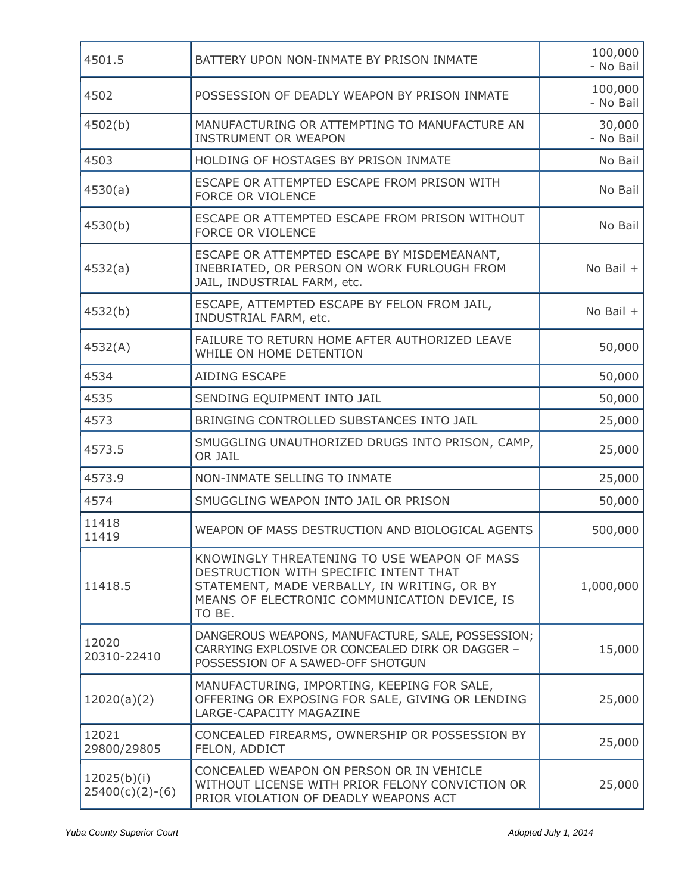| | | |
|---|---|---|
| 4501.5 | BATTERY UPON NON-INMATE BY PRISON INMATE | 100,000 - No Bail |
| 4502 | POSSESSION OF DEADLY WEAPON BY PRISON INMATE | 100,000 - No Bail |
| 4502(b) | MANUFACTURING OR ATTEMPTING TO MANUFACTURE AN INSTRUMENT OR WEAPON | 30,000 - No Bail |
| 4503 | HOLDING OF HOSTAGES BY PRISON INMATE | No Bail |
| 4530(a) | ESCAPE OR ATTEMPTED ESCAPE FROM PRISON WITH FORCE OR VIOLENCE | No Bail |
| 4530(b) | ESCAPE OR ATTEMPTED ESCAPE FROM PRISON WITHOUT FORCE OR VIOLENCE | No Bail |
| 4532(a) | ESCAPE OR ATTEMPTED ESCAPE BY MISDEMEANANT, INEBRIATED, OR PERSON ON WORK FURLOUGH FROM JAIL, INDUSTRIAL FARM, etc. | No Bail + |
| 4532(b) | ESCAPE, ATTEMPTED ESCAPE BY FELON FROM JAIL, INDUSTRIAL FARM, etc. | No Bail + |
| 4532(A) | FAILURE TO RETURN HOME AFTER AUTHORIZED LEAVE WHILE ON HOME DETENTION | 50,000 |
| 4534 | AIDING ESCAPE | 50,000 |
| 4535 | SENDING EQUIPMENT INTO JAIL | 50,000 |
| 4573 | BRINGING CONTROLLED SUBSTANCES INTO JAIL | 25,000 |
| 4573.5 | SMUGGLING UNAUTHORIZED DRUGS INTO PRISON, CAMP, OR JAIL | 25,000 |
| 4573.9 | NON-INMATE SELLING TO INMATE | 25,000 |
| 4574 | SMUGGLING WEAPON INTO JAIL OR PRISON | 50,000 |
| 11418<br>11419 | WEAPON OF MASS DESTRUCTION AND BIOLOGICAL AGENTS | 500,000 |
| 11418.5 | KNOWINGLY THREATENING TO USE WEAPON OF MASS DESTRUCTION WITH SPECIFIC INTENT THAT STATEMENT, MADE VERBALLY, IN WRITING, OR BY MEANS OF ELECTRONIC COMMUNICATION DEVICE, IS TO BE. | 1,000,000 |
| 12020<br>20310-22410 | DANGEROUS WEAPONS, MANUFACTURE, SALE, POSSESSION; CARRYING EXPLOSIVE OR CONCEALED DIRK OR DAGGER – POSSESSION OF A SAWED-OFF SHOTGUN | 15,000 |
| 12020(a)(2) | MANUFACTURING, IMPORTING, KEEPING FOR SALE, OFFERING OR EXPOSING FOR SALE, GIVING OR LENDING LARGE-CAPACITY MAGAZINE | 25,000 |
| 12021<br>29800/29805 | CONCEALED FIREARMS, OWNERSHIP OR POSSESSION BY FELON, ADDICT | 25,000 |
| 12025(b)(i)<br>25400(c)(2)-(6) | CONCEALED WEAPON ON PERSON OR IN VEHICLE WITHOUT LICENSE WITH PRIOR FELONY CONVICTION OR PRIOR VIOLATION OF DEADLY WEAPONS ACT | 25,000 |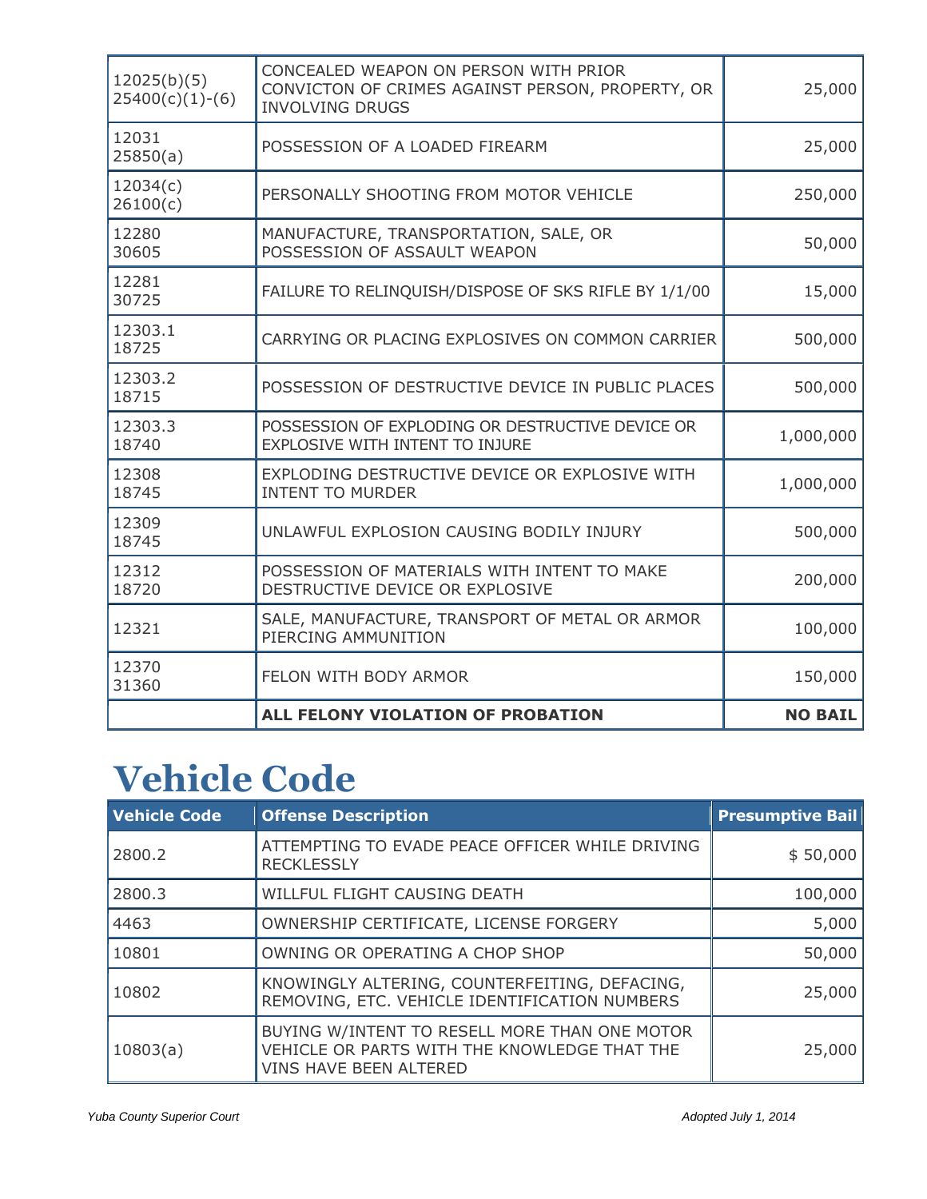| | | |
|---|---|---|
| 12025(b)(5) 25400(c)(1)-(6) | CONCEALED WEAPON ON PERSON WITH PRIOR CONVICTON OF CRIMES AGAINST PERSON, PROPERTY, OR INVOLVING DRUGS | 25,000 |
| 12031 25850(a) | POSSESSION OF A LOADED FIREARM | 25,000 |
| 12034(c) 26100(c) | PERSONALLY SHOOTING FROM MOTOR VEHICLE | 250,000 |
| 12280 30605 | MANUFACTURE, TRANSPORTATION, SALE, OR POSSESSION OF ASSAULT WEAPON | 50,000 |
| 12281 30725 | FAILURE TO RELINQUISH/DISPOSE OF SKS RIFLE BY 1/1/00 | 15,000 |
| 12303.1 18725 | CARRYING OR PLACING EXPLOSIVES ON COMMON CARRIER | 500,000 |
| 12303.2 18715 | POSSESSION OF DESTRUCTIVE DEVICE IN PUBLIC PLACES | 500,000 |
| 12303.3 18740 | POSSESSION OF EXPLODING OR DESTRUCTIVE DEVICE OR EXPLOSIVE WITH INTENT TO INJURE | 1,000,000 |
| 12308 18745 | EXPLODING DESTRUCTIVE DEVICE OR EXPLOSIVE WITH INTENT TO MURDER | 1,000,000 |
| 12309 18745 | UNLAWFUL EXPLOSION CAUSING BODILY INJURY | 500,000 |
| 12312 18720 | POSSESSION OF MATERIALS WITH INTENT TO MAKE DESTRUCTIVE DEVICE OR EXPLOSIVE | 200,000 |
| 12321 | SALE, MANUFACTURE, TRANSPORT OF METAL OR ARMOR PIERCING AMMUNITION | 100,000 |
| 12370 31360 | FELON WITH BODY ARMOR | 150,000 |
| | **ALL FELONY VIOLATION OF PROBATION** | **NO BAIL** |

# Vehicle Code

| Vehicle Code | Offense Description | Presumptive Bail |
|---|---|---|
| 2800.2 | ATTEMPTING TO EVADE PEACE OFFICER WHILE DRIVING RECKLESSLY | $ 50,000 |
| 2800.3 | WILLFUL FLIGHT CAUSING DEATH | 100,000 |
| 4463 | OWNERSHIP CERTIFICATE, LICENSE FORGERY | 5,000 |
| 10801 | OWNING OR OPERATING A CHOP SHOP | 50,000 |
| 10802 | KNOWINGLY ALTERING, COUNTERFEITING, DEFACING, REMOVING, ETC. VEHICLE IDENTIFICATION NUMBERS | 25,000 |
| 10803(a) | BUYING W/INTENT TO RESELL MORE THAN ONE MOTOR VEHICLE OR PARTS WITH THE KNOWLEDGE THAT THE VINS HAVE BEEN ALTERED | 25,000 |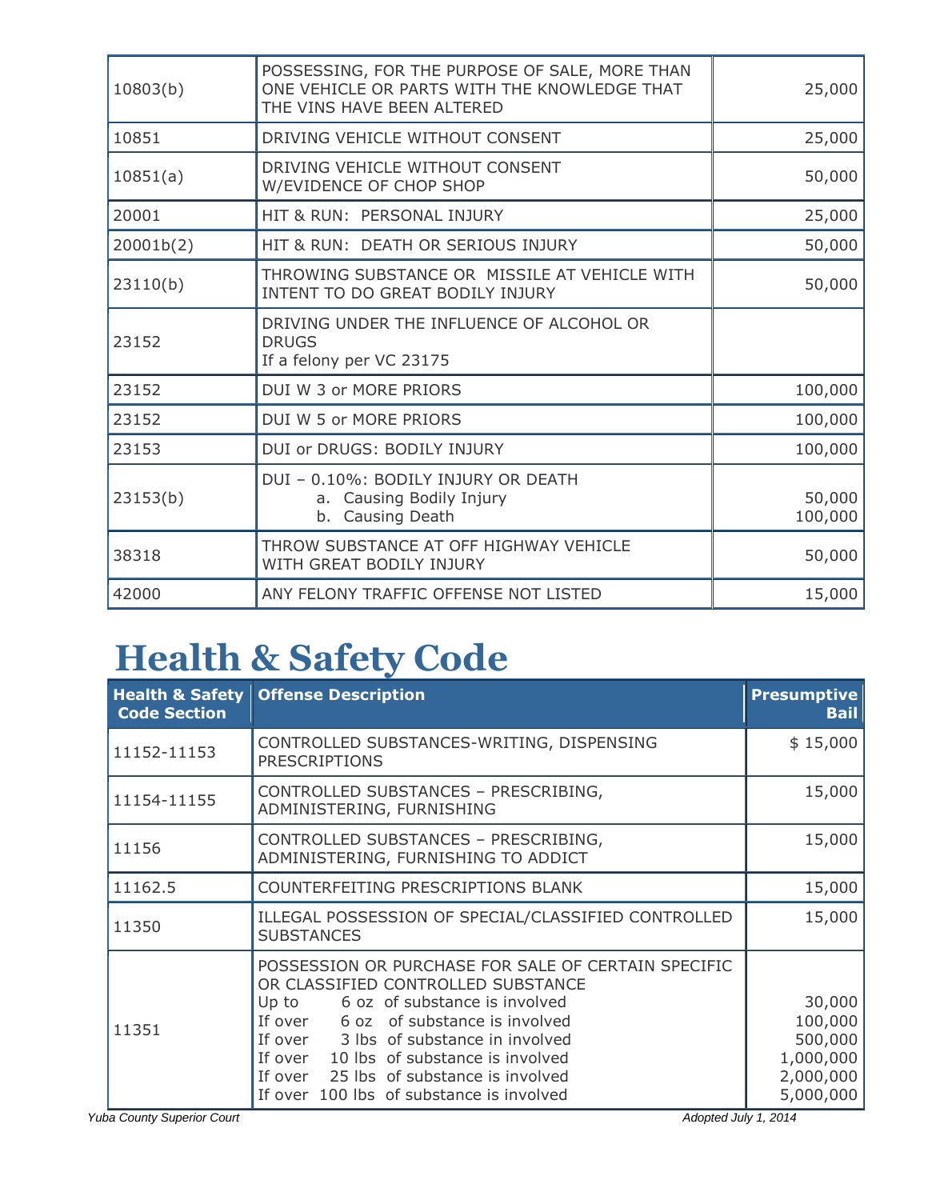| | | |
|---|---|---|
| 10803(b) | POSSESSING, FOR THE PURPOSE OF SALE, MORE THAN ONE VEHICLE OR PARTS WITH THE KNOWLEDGE THAT THE VINS HAVE BEEN ALTERED | 25,000 |
| 10851 | DRIVING VEHICLE WITHOUT CONSENT | 25,000 |
| 10851(a) | DRIVING VEHICLE WITHOUT CONSENT W/EVIDENCE OF CHOP SHOP | 50,000 |
| 20001 | HIT & RUN: PERSONAL INJURY | 25,000 |
| 20001b(2) | HIT & RUN: DEATH OR SERIOUS INJURY | 50,000 |
| 23110(b) | THROWING SUBSTANCE OR MISSILE AT VEHICLE WITH INTENT TO DO GREAT BODILY INJURY | 50,000 |
| 23152 | DRIVING UNDER THE INFLUENCE OF ALCOHOL OR DRUGS<br>If a felony per VC 23175 | |
| 23152 | DUI W 3 or MORE PRIORS | 100,000 |
| 23152 | DUI W 5 or MORE PRIORS | 100,000 |
| 23153 | DUI or DRUGS: BODILY INJURY | 100,000 |
| 23153(b) | DUI – 0.10%: BODILY INJURY OR DEATH<br>a. Causing Bodily Injury<br>b. Causing Death | 50,000<br>100,000 |
| 38318 | THROW SUBSTANCE AT OFF HIGHWAY VEHICLE WITH GREAT BODILY INJURY | 50,000 |
| 42000 | ANY FELONY TRAFFIC OFFENSE NOT LISTED | 15,000 |

# Health & Safety Code

| Health & Safety Code Section | Offense Description | Presumptive Bail |
|---|---|---|
| 11152-11153 | CONTROLLED SUBSTANCES-WRITING, DISPENSING PRESCRIPTIONS | $ 15,000 |
| 11154-11155 | CONTROLLED SUBSTANCES – PRESCRIBING, ADMINISTERING, FURNISHING | 15,000 |
| 11156 | CONTROLLED SUBSTANCES – PRESCRIBING, ADMINISTERING, FURNISHING TO ADDICT | 15,000 |
| 11162.5 | COUNTERFEITING PRESCRIPTIONS BLANK | 15,000 |
| 11350 | ILLEGAL POSSESSION OF SPECIAL/CLASSIFIED CONTROLLED SUBSTANCES | 15,000 |
| 11351 | POSSESSION OR PURCHASE FOR SALE OF CERTAIN SPECIFIC OR CLASSIFIED CONTROLLED SUBSTANCE<br>Up to 6 oz of substance is involved<br>If over 6 oz of substance is involved<br>If over 3 lbs of substance in involved<br>If over 10 lbs of substance is involved<br>If over 25 lbs of substance is involved<br>If over 100 lbs of substance is involved | <br>30,000<br>100,000<br>500,000<br>1,000,000<br>2,000,000<br>5,000,000 |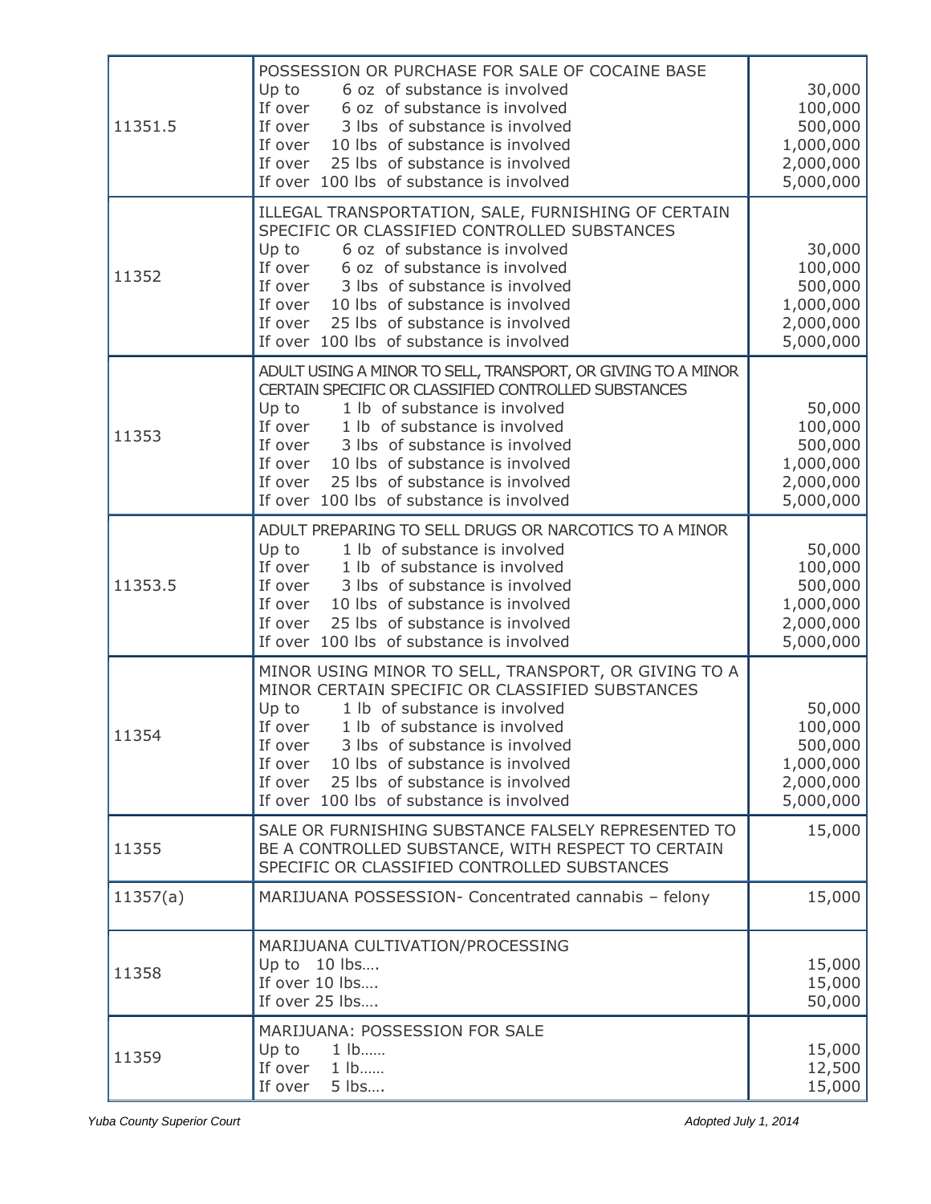| | | |
|---|---|---|
| 11351.5 | POSSESSION OR PURCHASE FOR SALE OF COCAINE BASE<br>Up to 6 oz of substance is involved<br>If over 6 oz of substance is involved<br>If over 3 lbs of substance is involved<br>If over 10 lbs of substance is involved<br>If over 25 lbs of substance is involved<br>If over 100 lbs of substance is involved | 30,000<br>100,000<br>500,000<br>1,000,000<br>2,000,000<br>5,000,000 |
| 11352 | ILLEGAL TRANSPORTATION, SALE, FURNISHING OF CERTAIN SPECIFIC OR CLASSIFIED CONTROLLED SUBSTANCES<br>Up to 6 oz of substance is involved<br>If over 6 oz of substance is involved<br>If over 3 lbs of substance is involved<br>If over 10 lbs of substance is involved<br>If over 25 lbs of substance is involved<br>If over 100 lbs of substance is involved | 30,000<br>100,000<br>500,000<br>1,000,000<br>2,000,000<br>5,000,000 |
| 11353 | ADULT USING A MINOR TO SELL, TRANSPORT, OR GIVING TO A MINOR CERTAIN SPECIFIC OR CLASSIFIED CONTROLLED SUBSTANCES<br>Up to 1 lb of substance is involved<br>If over 1 lb of substance is involved<br>If over 3 lbs of substance is involved<br>If over 10 lbs of substance is involved<br>If over 25 lbs of substance is involved<br>If over 100 lbs of substance is involved | 50,000<br>100,000<br>500,000<br>1,000,000<br>2,000,000<br>5,000,000 |
| 11353.5 | ADULT PREPARING TO SELL DRUGS OR NARCOTICS TO A MINOR<br>Up to 1 lb of substance is involved<br>If over 1 lb of substance is involved<br>If over 3 lbs of substance is involved<br>If over 10 lbs of substance is involved<br>If over 25 lbs of substance is involved<br>If over 100 lbs of substance is involved | 50,000<br>100,000<br>500,000<br>1,000,000<br>2,000,000<br>5,000,000 |
| 11354 | MINOR USING MINOR TO SELL, TRANSPORT, OR GIVING TO A MINOR CERTAIN SPECIFIC OR CLASSIFIED SUBSTANCES<br>Up to 1 lb of substance is involved<br>If over 1 lb of substance is involved<br>If over 3 lbs of substance is involved<br>If over 10 lbs of substance is involved<br>If over 25 lbs of substance is involved<br>If over 100 lbs of substance is involved | 50,000<br>100,000<br>500,000<br>1,000,000<br>2,000,000<br>5,000,000 |
| 11355 | SALE OR FURNISHING SUBSTANCE FALSELY REPRESENTED TO BE A CONTROLLED SUBSTANCE, WITH RESPECT TO CERTAIN SPECIFIC OR CLASSIFIED CONTROLLED SUBSTANCES | 15,000 |
| 11357(a) | MARIJUANA POSSESSION- Concentrated cannabis – felony | 15,000 |
| 11358 | MARIJUANA CULTIVATION/PROCESSING<br>Up to 10 lbs….<br>If over 10 lbs….<br>If over 25 lbs…. | 15,000<br>15,000<br>50,000 |
| 11359 | MARIJUANA: POSSESSION FOR SALE<br>Up to 1 lb……<br>If over 1 lb……<br>If over 5 lbs…. | 15,000<br>12,500<br>15,000 |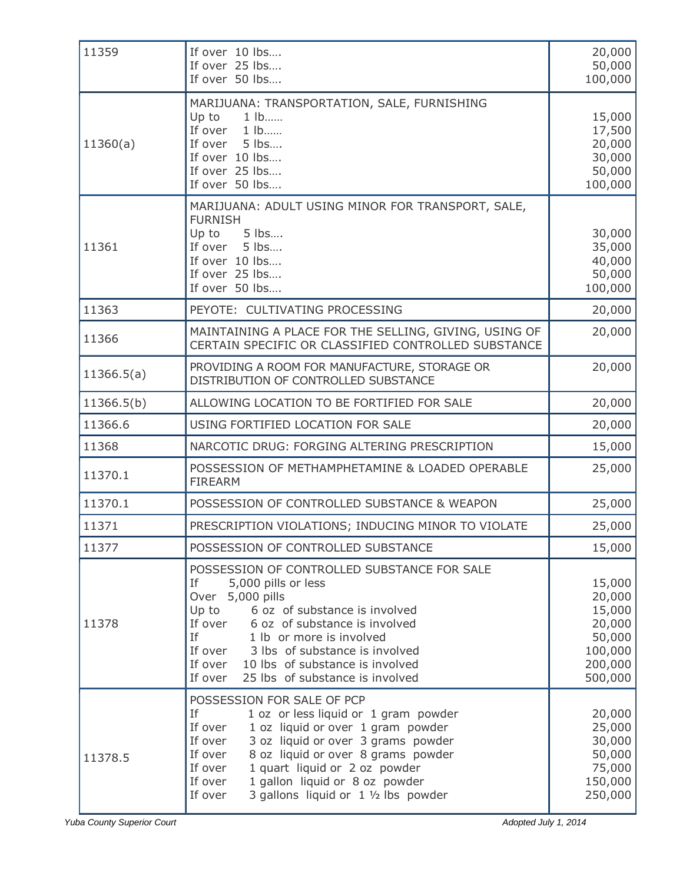| | | |
|---|---|---|
| 11359 | If over 10 lbs….<br>If over 25 lbs….<br>If over 50 lbs…. | 20,000<br>50,000<br>100,000 |
| 11360(a) | MARIJUANA: TRANSPORTATION, SALE, FURNISHING<br>Up to 1 lb……<br>If over 1 lb……<br>If over 5 lbs….<br>If over 10 lbs….<br>If over 25 lbs….<br>If over 50 lbs…. | <br>15,000<br>17,500<br>20,000<br>30,000<br>50,000<br>100,000 |
| 11361 | MARIJUANA: ADULT USING MINOR FOR TRANSPORT, SALE, FURNISH<br>Up to 5 lbs….<br>If over 5 lbs….<br>If over 10 lbs….<br>If over 25 lbs….<br>If over 50 lbs…. | <br>30,000<br>35,000<br>40,000<br>50,000<br>100,000 |
| 11363 | PEYOTE: CULTIVATING PROCESSING | 20,000 |
| 11366 | MAINTAINING A PLACE FOR THE SELLING, GIVING, USING OF CERTAIN SPECIFIC OR CLASSIFIED CONTROLLED SUBSTANCE | 20,000 |
| 11366.5(a) | PROVIDING A ROOM FOR MANUFACTURE, STORAGE OR DISTRIBUTION OF CONTROLLED SUBSTANCE | 20,000 |
| 11366.5(b) | ALLOWING LOCATION TO BE FORTIFIED FOR SALE | 20,000 |
| 11366.6 | USING FORTIFIED LOCATION FOR SALE | 20,000 |
| 11368 | NARCOTIC DRUG: FORGING ALTERING PRESCRIPTION | 15,000 |
| 11370.1 | POSSESSION OF METHAMPHETAMINE & LOADED OPERABLE FIREARM | 25,000 |
| 11370.1 | POSSESSION OF CONTROLLED SUBSTANCE & WEAPON | 25,000 |
| 11371 | PRESCRIPTION VIOLATIONS; INDUCING MINOR TO VIOLATE | 25,000 |
| 11377 | POSSESSION OF CONTROLLED SUBSTANCE | 15,000 |
| 11378 | POSSESSION OF CONTROLLED SUBSTANCE FOR SALE<br>If 5,000 pills or less<br>Over 5,000 pills<br>Up to 6 oz of substance is involved<br>If over 6 oz of substance is involved<br>If 1 lb or more is involved<br>If over 3 lbs of substance is involved<br>If over 10 lbs of substance is involved<br>If over 25 lbs of substance is involved | <br>15,000<br>20,000<br>15,000<br>20,000<br>50,000<br>100,000<br>200,000<br>500,000 |
| 11378.5 | POSSESSION FOR SALE OF PCP<br>If 1 oz or less liquid or 1 gram powder<br>If over 1 oz liquid or over 1 gram powder<br>If over 3 oz liquid or over 3 grams powder<br>If over 8 oz liquid or over 8 grams powder<br>If over 1 quart liquid or 2 oz powder<br>If over 1 gallon liquid or 8 oz powder<br>If over 3 gallons liquid or 1 ½ lbs powder | <br>20,000<br>25,000<br>30,000<br>50,000<br>75,000<br>150,000<br>250,000 |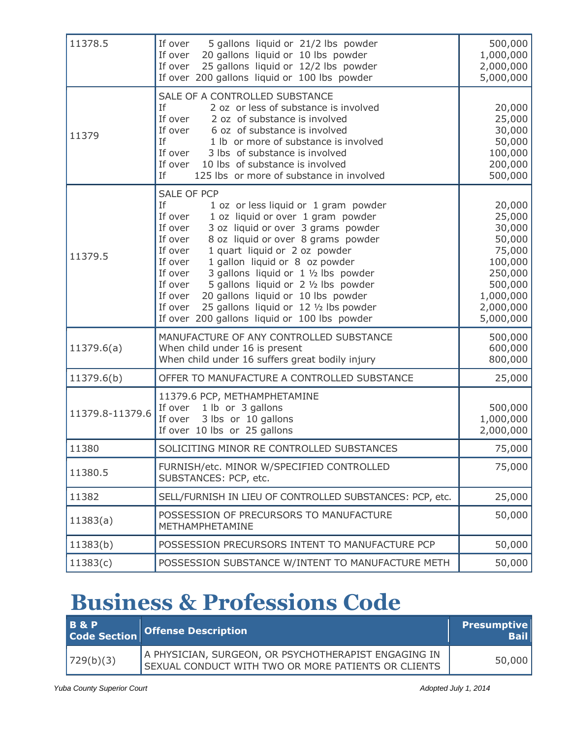| | | |
|---|---|---|
| 11378.5 | If over 5 gallons liquid or 21/2 lbs powder<br>If over 20 gallons liquid or 10 lbs powder<br>If over 25 gallons liquid or 12/2 lbs powder<br>If over 200 gallons liquid or 100 lbs powder | 500,000<br>1,000,000<br>2,000,000<br>5,000,000 |
| 11379 | SALE OF A CONTROLLED SUBSTANCE<br>If 2 oz or less of substance is involved<br>If over 2 oz of substance is involved<br>If over 6 oz of substance is involved<br>If 1 lb or more of substance is involved<br>If over 3 lbs of substance is involved<br>If over 10 lbs of substance is involved<br>If 125 lbs or more of substance in involved | <br>20,000<br>25,000<br>30,000<br>50,000<br>100,000<br>200,000<br>500,000 |
| 11379.5 | SALE OF PCP<br>If 1 oz or less liquid or 1 gram powder<br>If over 1 oz liquid or over 1 gram powder<br>If over 3 oz liquid or over 3 grams powder<br>If over 8 oz liquid or over 8 grams powder<br>If over 1 quart liquid or 2 oz powder<br>If over 1 gallon liquid or 8 oz powder<br>If over 3 gallons liquid or 1 ½ lbs powder<br>If over 5 gallons liquid or 2 ½ lbs powder<br>If over 20 gallons liquid or 10 lbs powder<br>If over 25 gallons liquid or 12 ½ lbs powder<br>If over 200 gallons liquid or 100 lbs powder | <br>20,000<br>25,000<br>30,000<br>50,000<br>75,000<br>100,000<br>250,000<br>500,000<br>1,000,000<br>2,000,000<br>5,000,000 |
| 11379.6(a) | MANUFACTURE OF ANY CONTROLLED SUBSTANCE<br>When child under 16 is present<br>When child under 16 suffers great bodily injury | 500,000<br>600,000<br>800,000 |
| 11379.6(b) | OFFER TO MANUFACTURE A CONTROLLED SUBSTANCE | 25,000 |
| 11379.8-11379.6 | 11379.6 PCP, METHAMPHETAMINE<br>If over 1 lb or 3 gallons<br>If over 3 lbs or 10 gallons<br>If over 10 lbs or 25 gallons | <br>500,000<br>1,000,000<br>2,000,000 |
| 11380 | SOLICITING MINOR RE CONTROLLED SUBSTANCES | 75,000 |
| 11380.5 | FURNISH/etc. MINOR W/SPECIFIED CONTROLLED SUBSTANCES: PCP, etc. | 75,000 |
| 11382 | SELL/FURNISH IN LIEU OF CONTROLLED SUBSTANCES: PCP, etc. | 25,000 |
| 11383(a) | POSSESSION OF PRECURSORS TO MANUFACTURE METHAMPHETAMINE | 50,000 |
| 11383(b) | POSSESSION PRECURSORS INTENT TO MANUFACTURE PCP | 50,000 |
| 11383(c) | POSSESSION SUBSTANCE W/INTENT TO MANUFACTURE METH | 50,000 |

# Business & Professions Code

| B & P Code Section | Offense Description | Presumptive Bail |
|---|---|---|
| 729(b)(3) | A PHYSICIAN, SURGEON, OR PSYCHOTHERAPIST ENGAGING IN SEXUAL CONDUCT WITH TWO OR MORE PATIENTS OR CLIENTS | 50,000 |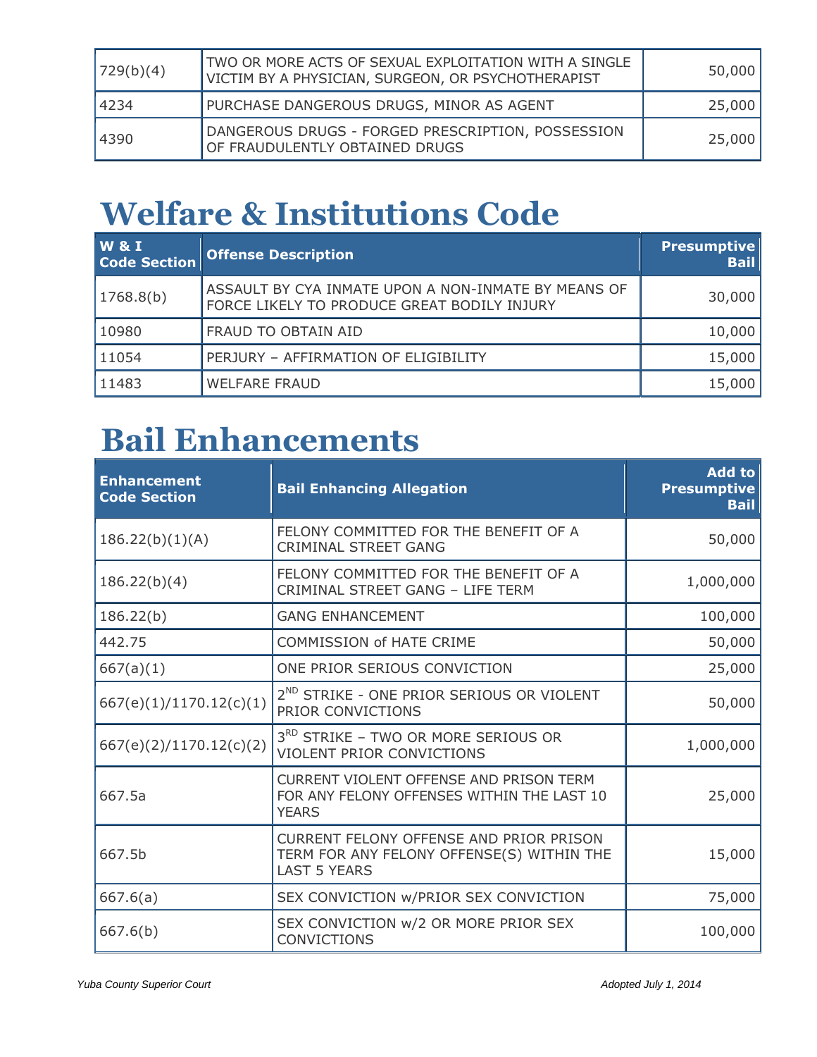| | | |
|---|---|---|
| 729(b)(4) | TWO OR MORE ACTS OF SEXUAL EXPLOITATION WITH A SINGLE VICTIM BY A PHYSICIAN, SURGEON, OR PSYCHOTHERAPIST | 50,000 |
| 4234 | PURCHASE DANGEROUS DRUGS, MINOR AS AGENT | 25,000 |
| 4390 | DANGEROUS DRUGS - FORGED PRESCRIPTION, POSSESSION OF FRAUDULENTLY OBTAINED DRUGS | 25,000 |

# Welfare & Institutions Code

| W & I Code Section | Offense Description | Presumptive Bail |
|---|---|---|
| 1768.8(b) | ASSAULT BY CYA INMATE UPON A NON-INMATE BY MEANS OF FORCE LIKELY TO PRODUCE GREAT BODILY INJURY | 30,000 |
| 10980 | FRAUD TO OBTAIN AID | 10,000 |
| 11054 | PERJURY – AFFIRMATION OF ELIGIBILITY | 15,000 |
| 11483 | WELFARE FRAUD | 15,000 |

# Bail Enhancements

| Enhancement Code Section | Bail Enhancing Allegation | Add to Presumptive Bail |
|---|---|---|
| 186.22(b)(1)(A) | FELONY COMMITTED FOR THE BENEFIT OF A CRIMINAL STREET GANG | 50,000 |
| 186.22(b)(4) | FELONY COMMITTED FOR THE BENEFIT OF A CRIMINAL STREET GANG – LIFE TERM | 1,000,000 |
| 186.22(b) | GANG ENHANCEMENT | 100,000 |
| 442.75 | COMMISSION of HATE CRIME | 50,000 |
| 667(a)(1) | ONE PRIOR SERIOUS CONVICTION | 25,000 |
| 667(e)(1)/1170.12(c)(1) | 2ND STRIKE - ONE PRIOR SERIOUS OR VIOLENT PRIOR CONVICTIONS | 50,000 |
| 667(e)(2)/1170.12(c)(2) | 3RD STRIKE – TWO OR MORE SERIOUS OR VIOLENT PRIOR CONVICTIONS | 1,000,000 |
| 667.5a | CURRENT VIOLENT OFFENSE AND PRISON TERM FOR ANY FELONY OFFENSES WITHIN THE LAST 10 YEARS | 25,000 |
| 667.5b | CURRENT FELONY OFFENSE AND PRIOR PRISON TERM FOR ANY FELONY OFFENSE(S) WITHIN THE LAST 5 YEARS | 15,000 |
| 667.6(a) | SEX CONVICTION w/PRIOR SEX CONVICTION | 75,000 |
| 667.6(b) | SEX CONVICTION w/2 OR MORE PRIOR SEX CONVICTIONS | 100,000 |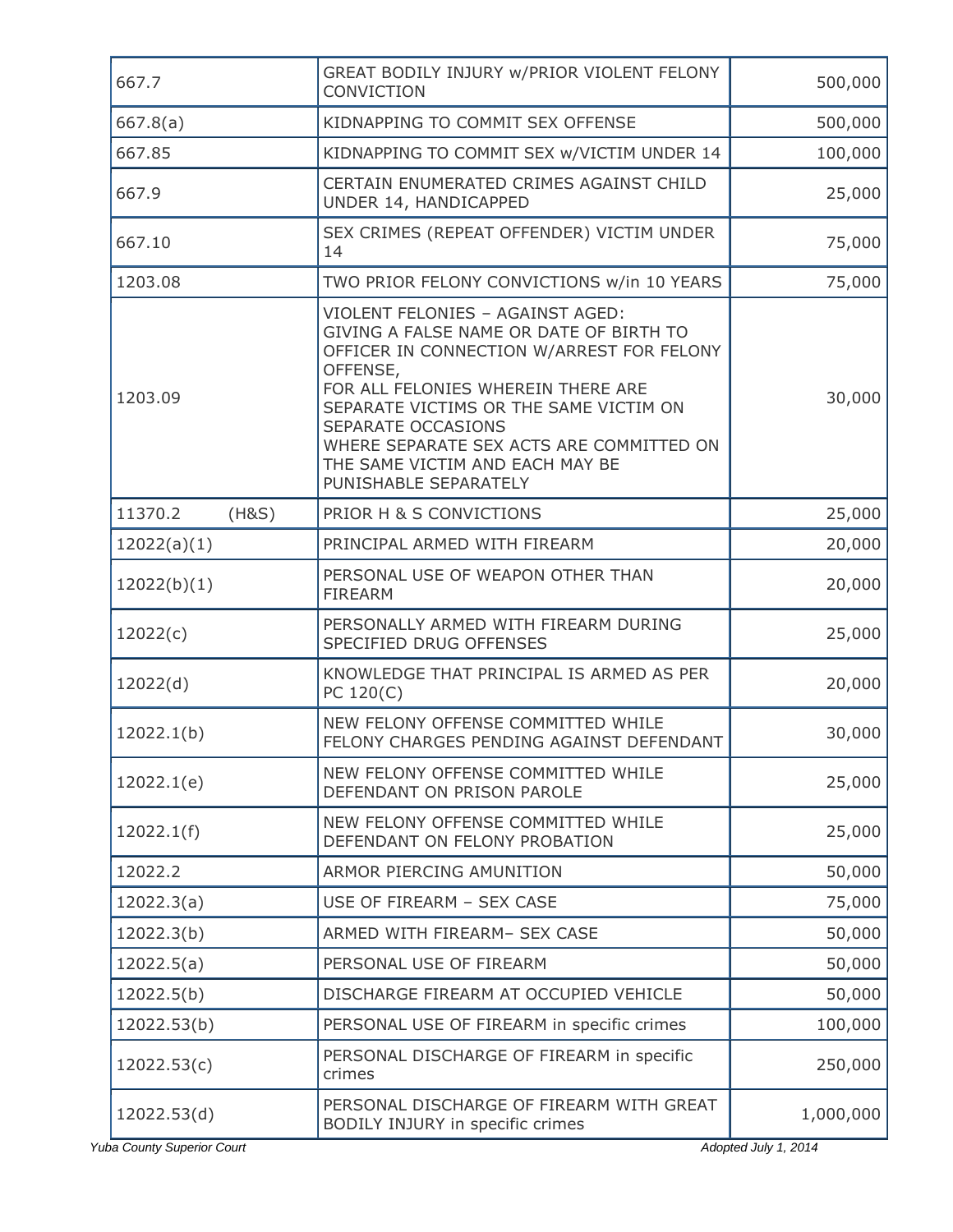| | | |
|---|---|---|
| 667.7 | GREAT BODILY INJURY w/PRIOR VIOLENT FELONY CONVICTION | 500,000 |
| 667.8(a) | KIDNAPPING TO COMMIT SEX OFFENSE | 500,000 |
| 667.85 | KIDNAPPING TO COMMIT SEX w/VICTIM UNDER 14 | 100,000 |
| 667.9 | CERTAIN ENUMERATED CRIMES AGAINST CHILD UNDER 14, HANDICAPPED | 25,000 |
| 667.10 | SEX CRIMES (REPEAT OFFENDER) VICTIM UNDER 14 | 75,000 |
| 1203.08 | TWO PRIOR FELONY CONVICTIONS w/in 10 YEARS | 75,000 |
| 1203.09 | VIOLENT FELONIES – AGAINST AGED:<br>GIVING A FALSE NAME OR DATE OF BIRTH TO OFFICER IN CONNECTION W/ARREST FOR FELONY OFFENSE,<br>FOR ALL FELONIES WHEREIN THERE ARE SEPARATE VICTIMS OR THE SAME VICTIM ON SEPARATE OCCASIONS<br>WHERE SEPARATE SEX ACTS ARE COMMITTED ON THE SAME VICTIM AND EACH MAY BE PUNISHABLE SEPARATELY | 30,000 |
| 11370.2 (H&S) | PRIOR H & S CONVICTIONS | 25,000 |
| 12022(a)(1) | PRINCIPAL ARMED WITH FIREARM | 20,000 |
| 12022(b)(1) | PERSONAL USE OF WEAPON OTHER THAN FIREARM | 20,000 |
| 12022(c) | PERSONALLY ARMED WITH FIREARM DURING SPECIFIED DRUG OFFENSES | 25,000 |
| 12022(d) | KNOWLEDGE THAT PRINCIPAL IS ARMED AS PER PC 120(C) | 20,000 |
| 12022.1(b) | NEW FELONY OFFENSE COMMITTED WHILE FELONY CHARGES PENDING AGAINST DEFENDANT | 30,000 |
| 12022.1(e) | NEW FELONY OFFENSE COMMITTED WHILE DEFENDANT ON PRISON PAROLE | 25,000 |
| 12022.1(f) | NEW FELONY OFFENSE COMMITTED WHILE DEFENDANT ON FELONY PROBATION | 25,000 |
| 12022.2 | ARMOR PIERCING AMUNITION | 50,000 |
| 12022.3(a) | USE OF FIREARM – SEX CASE | 75,000 |
| 12022.3(b) | ARMED WITH FIREARM– SEX CASE | 50,000 |
| 12022.5(a) | PERSONAL USE OF FIREARM | 50,000 |
| 12022.5(b) | DISCHARGE FIREARM AT OCCUPIED VEHICLE | 50,000 |
| 12022.53(b) | PERSONAL USE OF FIREARM in specific crimes | 100,000 |
| 12022.53(c) | PERSONAL DISCHARGE OF FIREARM in specific crimes | 250,000 |
| 12022.53(d) | PERSONAL DISCHARGE OF FIREARM WITH GREAT BODILY INJURY in specific crimes | 1,000,000 |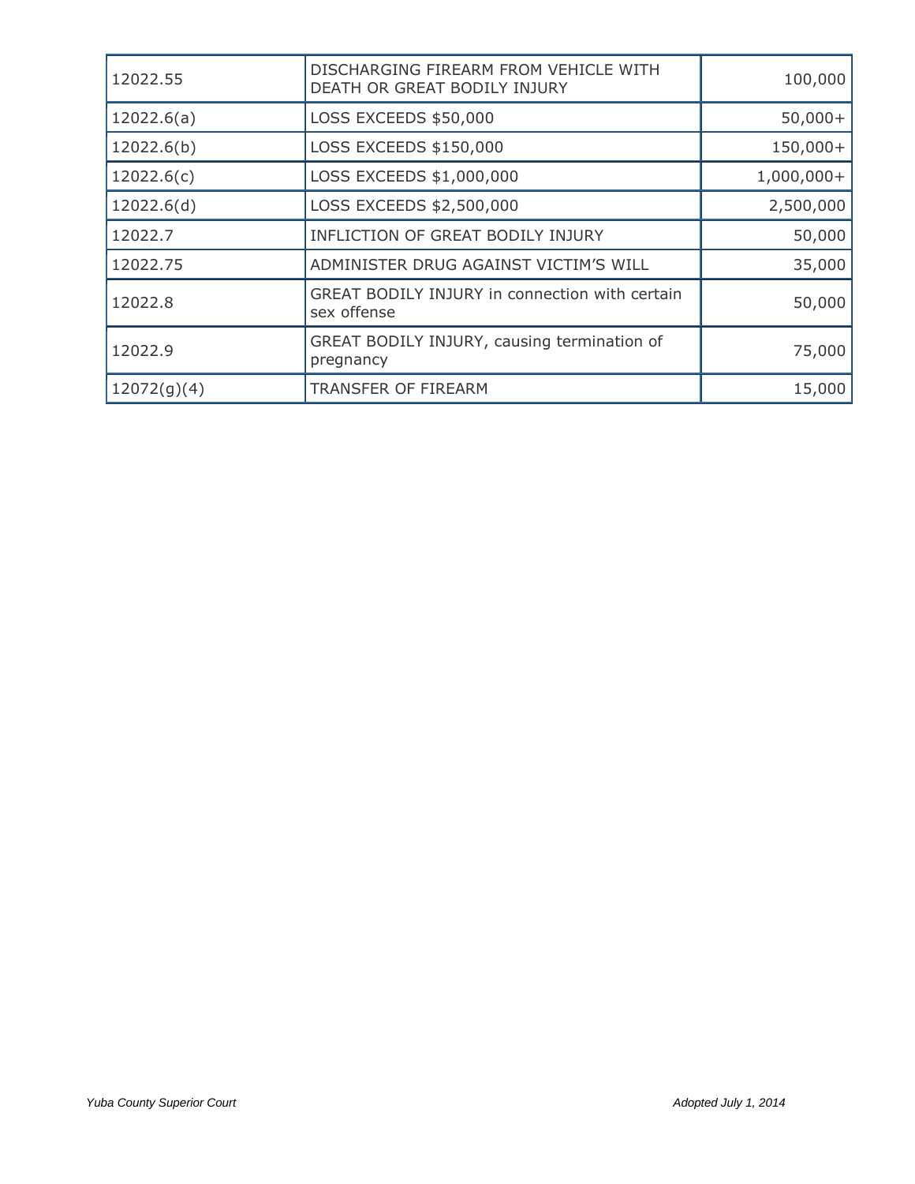| | | |
|---|---|---|
| 12022.55 | DISCHARGING FIREARM FROM VEHICLE WITH DEATH OR GREAT BODILY INJURY | 100,000 |
| 12022.6(a) | LOSS EXCEEDS $50,000 | 50,000+ |
| 12022.6(b) | LOSS EXCEEDS $150,000 | 150,000+ |
| 12022.6(c) | LOSS EXCEEDS $1,000,000 | 1,000,000+ |
| 12022.6(d) | LOSS EXCEEDS $2,500,000 | 2,500,000 |
| 12022.7 | INFLICTION OF GREAT BODILY INJURY | 50,000 |
| 12022.75 | ADMINISTER DRUG AGAINST VICTIM'S WILL | 35,000 |
| 12022.8 | GREAT BODILY INJURY in connection with certain sex offense | 50,000 |
| 12022.9 | GREAT BODILY INJURY, causing termination of pregnancy | 75,000 |
| 12072(g)(4) | TRANSFER OF FIREARM | 15,000 |